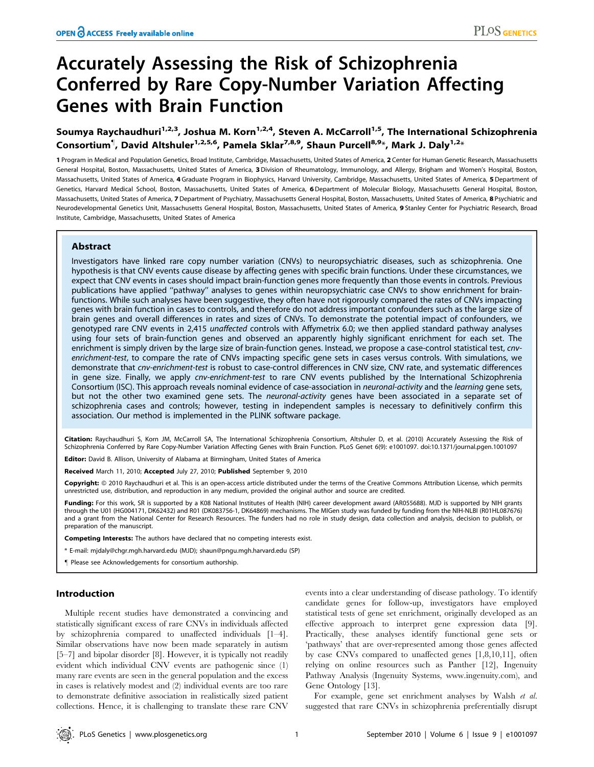# Accurately Assessing the Risk of Schizophrenia Conferred by Rare Copy-Number Variation Affecting Genes with Brain Function

**Soumya Raychaudhuri[1,2,3], Joshua M. Korn[1,2,4], Steven A. McCarroll[1,5], The International Schizophrenia Consortium[¶], David Altshuler[1,2,5,6], Pamela Sklar[7,8,9], Shaun Purcell[8,9]\*, Mark J. Daly[1,2]\***

1 Program in Medical and Population Genetics, Broad Institute, Cambridge, Massachusetts, United States of America, 2 Center for Human Genetic Research, Massachusetts General Hospital, Boston, Massachusetts, United States of America, 3 Division of Rheumatology, Immunology, and Allergy, Brigham and Women's Hospital, Boston, Massachusetts, United States of America, 4 Graduate Program in Biophysics, Harvard University, Cambridge, Massachusetts, United States of America, 5 Department of Genetics, Harvard Medical School, Boston, Massachusetts, United States of America, 6 Department of Molecular Biology, Massachusetts General Hospital, Boston, Massachusetts, United States of America, 7 Department of Psychiatry, Massachusetts General Hospital, Boston, Massachusetts, United States of America, 8 Psychiatric and Neurodevelopmental Genetics Unit, Massachusetts General Hospital, Boston, Massachusetts, United States of America, 9 Stanley Center for Psychiatric Research, Broad Institute, Cambridge, Massachusetts, United States of America

## Abstract

Investigators have linked rare copy number variation (CNVs) to neuropsychiatric diseases, such as schizophrenia. One hypothesis is that CNV events cause disease by affecting genes with specific brain functions. Under these circumstances, we expect that CNV events in cases should impact brain-function genes more frequently than those events in controls. Previous publications have applied "pathway" analyses to genes within neuropsychiatric case CNVs to show enrichment for brain-functions. While such analyses have been suggestive, they often have not rigorously compared the rates of CNVs impacting genes with brain function in cases to controls, and therefore do not address important confounders such as the large size of brain genes and overall differences in rates and sizes of CNVs. To demonstrate the potential impact of confounders, we genotyped rare CNV events in 2,415 *unaffected* controls with Affymetrix 6.0; we then applied standard pathway analyses using four sets of brain-function genes and observed an apparently highly significant enrichment for each set. The enrichment is simply driven by the large size of brain-function genes. Instead, we propose a case-control statistical test, *cnv-enrichment-test*, to compare the rate of CNVs impacting specific gene sets in cases versus controls. With simulations, we demonstrate that *cnv-enrichment-test* is robust to case-control differences in CNV size, CNV rate, and systematic differences in gene size. Finally, we apply *cnv-enrichment-test* to rare CNV events published by the International Schizophrenia Consortium (ISC). This approach reveals nominal evidence of case-association in *neuronal-activity* and the *learning* gene sets, but not the other two examined gene sets. The *neuronal-activity* genes have been associated in a separate set of schizophrenia cases and controls; however, testing in independent samples is necessary to definitively confirm this association. Our method is implemented in the PLINK software package.

**Citation:** Raychaudhuri S, Korn JM, McCarroll SA, The International Schizophrenia Consortium, Altshuler D, et al. (2010) Accurately Assessing the Risk of Schizophrenia Conferred by Rare Copy-Number Variation Affecting Genes with Brain Function. PLoS Genet 6(9): e1001097. doi:10.1371/journal.pgen.1001097

**Editor:** David B. Allison, University of Alabama at Birmingham, United States of America

**Received** March 11, 2010; **Accepted** July 27, 2010; **Published** September 9, 2010

**Copyright:** © 2010 Raychaudhuri et al. This is an open-access article distributed under the terms of the Creative Commons Attribution License, which permits unrestricted use, distribution, and reproduction in any medium, provided the original author and source are credited.

**Funding:** For this work, SR is supported by a K08 National Institutes of Health (NIH) career development award (AR055688). MJD is supported by NIH grants through the U01 (HG004171, DK62432) and R01 (DK083756-1, DK64869) mechanisms. The MIGen study was funded by funding from the NIH-NLBI (R01HL087676) and a grant from the National Center for Research Resources. The funders had no role in study design, data collection and analysis, decision to publish, or preparation of the manuscript.

**Competing Interests:** The authors have declared that no competing interests exist.

\* E-mail: mjdaly@chgr.mgh.harvard.edu (MJD); shaun@pngu.mgh.harvard.edu (SP)

¶ Please see Acknowledgements for consortium authorship.

## Introduction

Multiple recent studies have demonstrated a convincing and statistically significant excess of rare CNVs in individuals affected by schizophrenia compared to unaffected individuals [1–4]. Similar observations have now been made separately in autism [5–7] and bipolar disorder [8]. However, it is typically not readily evident which individual CNV events are pathogenic since (1) many rare events are seen in the general population and the excess in cases is relatively modest and (2) individual events are too rare to demonstrate definitive association in realistically sized patient collections. Hence, it is challenging to translate these rare CNV events into a clear understanding of disease pathology. To identify candidate genes for follow-up, investigators have employed statistical tests of gene set enrichment, originally developed as an effective approach to interpret gene expression data [9]. Practically, these analyses identify functional gene sets or 'pathways' that are over-represented among those genes affected by case CNVs compared to unaffected genes [1,8,10,11], often relying on online resources such as Panther [12], Ingenuity Pathway Analysis (Ingenuity Systems, www.ingenuity.com), and Gene Ontology [13].

For example, gene set enrichment analyses by Walsh *et al.* suggested that rare CNVs in schizophrenia preferentially disrupt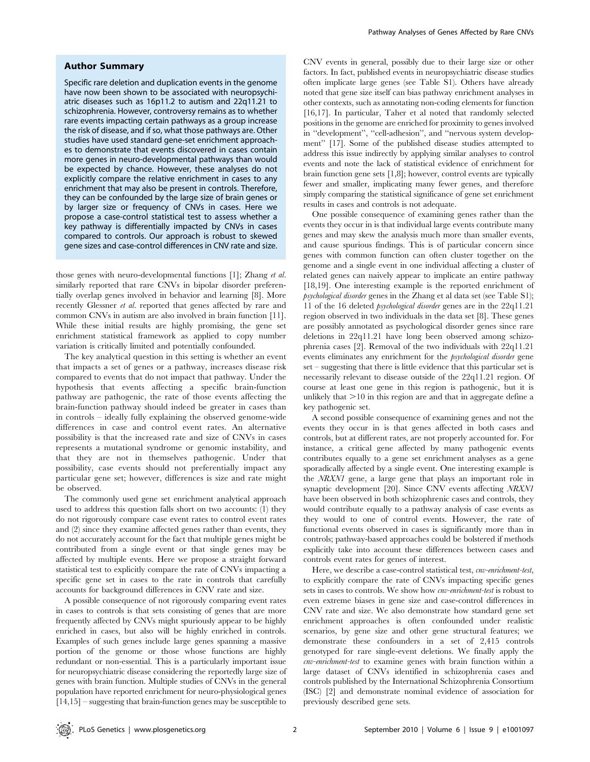## Author Summary

Specific rare deletion and duplication events in the genome have now been shown to be associated with neuropsychiatric diseases such as 16p11.2 to autism and 22q11.21 to schizophrenia. However, controversy remains as to whether rare events impacting certain pathways as a group increase the risk of disease, and if so, what those pathways are. Other studies have used standard gene-set enrichment approaches to demonstrate that events discovered in cases contain more genes in neuro-developmental pathways than would be expected by chance. However, these analyses do not explicitly compare the relative enrichment in cases to any enrichment that may also be present in controls. Therefore, they can be confounded by the large size of brain genes or by larger size or frequency of CNVs in cases. Here we propose a case-control statistical test to assess whether a key pathway is differentially impacted by CNVs in cases compared to controls. Our approach is robust to skewed gene sizes and case-control differences in CNV rate and size.

those genes with neuro-developmental functions [1]; Zhang *et al.* similarly reported that rare CNVs in bipolar disorder preferentially overlap genes involved in behavior and learning [8]. More recently Glessner *et al.* reported that genes affected by rare and common CNVs in autism are also involved in brain function [11]. While these initial results are highly promising, the gene set enrichment statistical framework as applied to copy number variation is critically limited and potentially confounded.

The key analytical question in this setting is whether an event that impacts a set of genes or a pathway, increases disease risk compared to events that do not impact that pathway. Under the hypothesis that events affecting a specific brain-function pathway are pathogenic, the rate of those events affecting the brain-function pathway should indeed be greater in cases than in controls – ideally fully explaining the observed genome-wide differences in case and control event rates. An alternative possibility is that the increased rate and size of CNVs in cases represents a mutational syndrome or genomic instability, and that they are not in themselves pathogenic. Under that possibility, case events should not preferentially impact any particular gene set; however, differences is size and rate might be observed.

The commonly used gene set enrichment analytical approach used to address this question falls short on two accounts: (1) they do not rigorously compare case event rates to control event rates and (2) since they examine affected genes rather than events, they do not accurately account for the fact that multiple genes might be contributed from a single event or that single genes may be affected by multiple events. Here we propose a straight forward statistical test to explicitly compare the rate of CNVs impacting a specific gene set in cases to the rate in controls that carefully accounts for background differences in CNV rate and size.

A possible consequence of not rigorously comparing event rates in cases to controls is that sets consisting of genes that are more frequently affected by CNVs might spuriously appear to be highly enriched in cases, but also will be highly enriched in controls. Examples of such genes include large genes spanning a massive portion of the genome or those whose functions are highly redundant or non-essential. This is a particularly important issue for neuropsychiatric disease considering the reportedly large size of genes with brain function. Multiple studies of CNVs in the general population have reported enrichment for neuro-physiological genes [14,15] – suggesting that brain-function genes may be susceptible to CNV events in general, possibly due to their large size or other factors. In fact, published events in neuropsychiatric disease studies often implicate large genes (see Table S1). Others have already noted that gene size itself can bias pathway enrichment analyses in other contexts, such as annotating non-coding elements for function [16,17]. In particular, Taher et al noted that randomly selected positions in the genome are enriched for proximity to genes involved in "development", "cell-adhesion", and "nervous system development" [17]. Some of the published disease studies attempted to address this issue indirectly by applying similar analyses to control events and note the lack of statistical evidence of enrichment for brain function gene sets [1,8]; however, control events are typically fewer and smaller, implicating many fewer genes, and therefore simply comparing the statistical significance of gene set enrichment results in cases and controls is not adequate.

One possible consequence of examining genes rather than the events they occur in is that individual large events contribute many genes and may skew the analysis much more than smaller events, and cause spurious findings. This is of particular concern since genes with common function can often cluster together on the genome and a single event in one individual affecting a cluster of related genes can naively appear to implicate an entire pathway [18,19]. One interesting example is the reported enrichment of *psychological disorder* genes in the Zhang et al data set (see Table S1); 11 of the 16 deleted *psychological disorder* genes are in the 22q11.21 region observed in two individuals in the data set [8]. These genes are possibly annotated as psychological disorder genes since rare deletions in 22q11.21 have long been observed among schizophrenia cases [2]. Removal of the two individuals with 22q11.21 events eliminates any enrichment for the *psychological disorder* gene set – suggesting that there is little evidence that this particular set is necessarily relevant to disease outside of the 22q11.21 region. Of course at least one gene in this region is pathogenic, but it is unlikely that >10 in this region are and that in aggregate define a key pathogenic set.

A second possible consequence of examining genes and not the events they occur in is that genes affected in both cases and controls, but at different rates, are not properly accounted for. For instance, a critical gene affected by many pathogenic events contributes equally to a gene set enrichment analyses as a gene sporadically affected by a single event. One interesting example is the *NRXN1* gene, a large gene that plays an important role in synaptic development [20]. Since CNV events affecting *NRXN1* have been observed in both schizophrenic cases and controls, they would contribute equally to a pathway analysis of case events as they would to one of control events. However, the rate of functional events observed in cases is significantly more than in controls; pathway-based approaches could be bolstered if methods explicitly take into account these differences between cases and controls event rates for genes of interest.

Here, we describe a case-control statistical test, *cnv-enrichment-test*, to explicitly compare the rate of CNVs impacting specific genes sets in cases to controls. We show how *cnv-enrichment-test* is robust to even extreme biases in gene size and case-control differences in CNV rate and size. We also demonstrate how standard gene set enrichment approaches is often confounded under realistic scenarios, by gene size and other gene structural features; we demonstrate these confounders in a set of 2,415 controls genotyped for rare single-event deletions. We finally apply the *cnv-enrichment-test* to examine genes with brain function within a large dataset of CNVs identified in schizophrenia cases and controls published by the International Schizophrenia Consortium (ISC) [2] and demonstrate nominal evidence of association for previously described gene sets.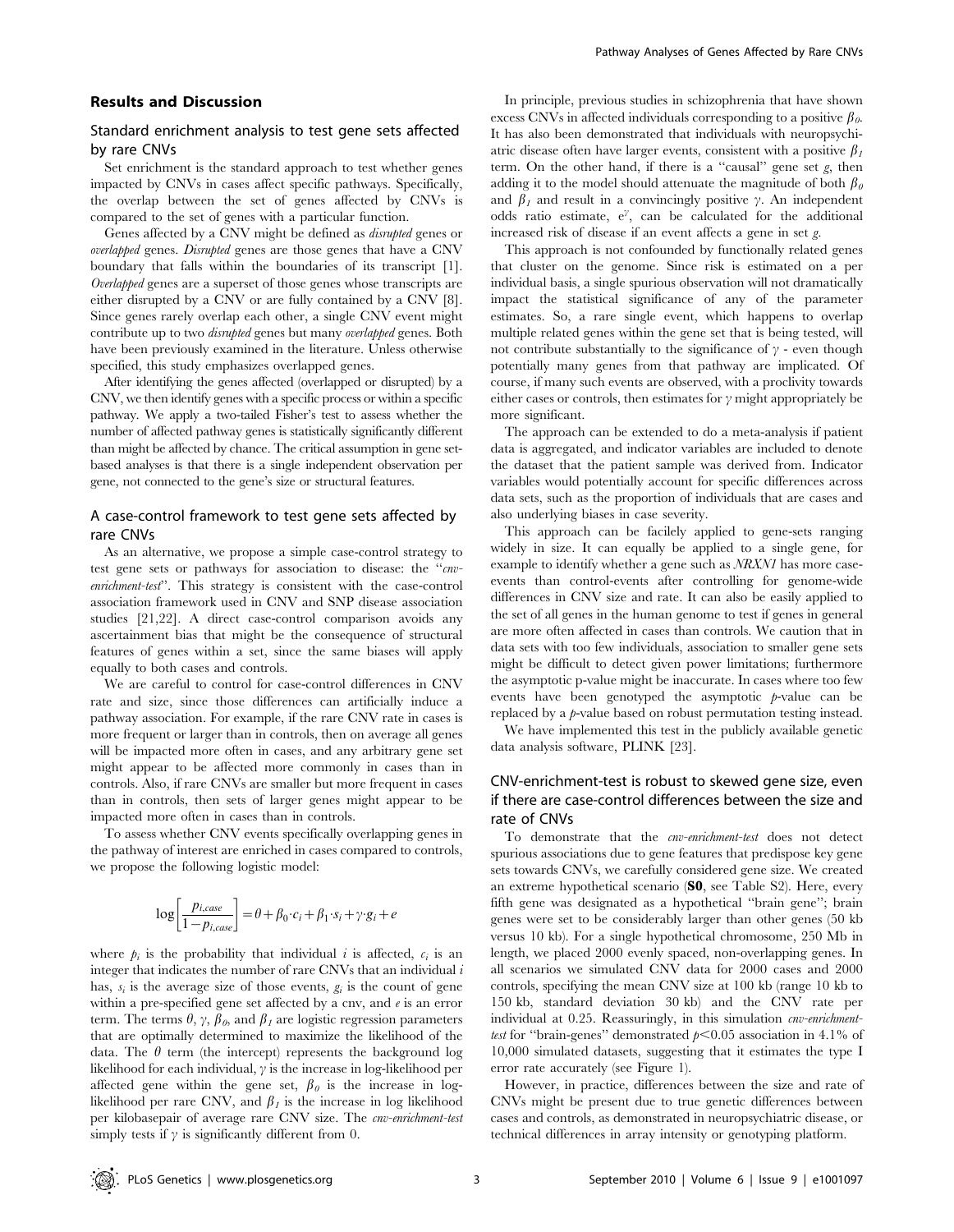## Results and Discussion

### Standard enrichment analysis to test gene sets affected by rare CNVs

Set enrichment is the standard approach to test whether genes impacted by CNVs in cases affect specific pathways. Specifically, the overlap between the set of genes affected by CNVs is compared to the set of genes with a particular function.

Genes affected by a CNV might be defined as *disrupted* genes or *overlapped* genes. *Disrupted* genes are those genes that have a CNV boundary that falls within the boundaries of its transcript [1]. *Overlapped* genes are a superset of those genes whose transcripts are either disrupted by a CNV or are fully contained by a CNV [8]. Since genes rarely overlap each other, a single CNV event might contribute up to two *disrupted* genes but many *overlapped* genes. Both have been previously examined in the literature. Unless otherwise specified, this study emphasizes overlapped genes.

After identifying the genes affected (overlapped or disrupted) by a CNV, we then identify genes with a specific process or within a specific pathway. We apply a two-tailed Fisher's test to assess whether the number of affected pathway genes is statistically significantly different than might be affected by chance. The critical assumption in gene set-based analyses is that there is a single independent observation per gene, not connected to the gene's size or structural features.

### A case-control framework to test gene sets affected by rare CNVs

As an alternative, we propose a simple case-control strategy to test gene sets or pathways for association to disease: the "*cnv-enrichment-test*". This strategy is consistent with the case-control association framework used in CNV and SNP disease association studies [21,22]. A direct case-control comparison avoids any ascertainment bias that might be the consequence of structural features of genes within a set, since the same biases will apply equally to both cases and controls.

We are careful to control for case-control differences in CNV rate and size, since those differences can artificially induce a pathway association. For example, if the rare CNV rate in cases is more frequent or larger than in controls, then on average all genes will be impacted more often in cases, and any arbitrary gene set might appear to be affected more commonly in cases than in controls. Also, if rare CNVs are smaller but more frequent in cases than in controls, then sets of larger genes might appear to be impacted more often in cases than in controls.

To assess whether CNV events specifically overlapping genes in the pathway of interest are enriched in cases compared to controls, we propose the following logistic model:

$$\log\left[\frac{p_{i,case}}{1-p_{i,case}}\right]=\theta+\beta_0\cdot c_i+\beta_1\cdot s_i+\gamma\cdot g_i+e$$

where $p_i$ is the probability that individual $i$ is affected, $c_i$ is an integer that indicates the number of rare CNVs that an individual $i$ has, $s_i$ is the average size of those events, $g_i$ is the count of gene within a pre-specified gene set affected by a cnv, and $e$ is an error term. The terms $\theta$, $\gamma$, $\beta_0$, and $\beta_1$ are logistic regression parameters that are optimally determined to maximize the likelihood of the data. The $\theta$ term (the intercept) represents the background log likelihood for each individual, $\gamma$ is the increase in log-likelihood per affected gene within the gene set, $\beta_0$ is the increase in log-likelihood per rare CNV, and $\beta_1$ is the increase in log likelihood per kilobasepair of average rare CNV size. The *cnv-enrichment-test* simply tests if $\gamma$ is significantly different from 0.

In principle, previous studies in schizophrenia that have shown excess CNVs in affected individuals corresponding to a positive $\beta_0$. It has also been demonstrated that individuals with neuropsychiatric disease often have larger events, consistent with a positive $\beta_1$ term. On the other hand, if there is a "causal" gene set $g$, then adding it to the model should attenuate the magnitude of both $\beta_0$ and $\beta_1$ and result in a convincingly positive $\gamma$. An independent odds ratio estimate, $e^{\gamma}$, can be calculated for the additional increased risk of disease if an event affects a gene in set $g$.

This approach is not confounded by functionally related genes that cluster on the genome. Since risk is estimated on a per individual basis, a single spurious observation will not dramatically impact the statistical significance of any of the parameter estimates. So, a rare single event, which happens to overlap multiple related genes within the gene set that is being tested, will not contribute substantially to the significance of $\gamma$ - even though potentially many genes from that pathway are implicated. Of course, if many such events are observed, with a proclivity towards either cases or controls, then estimates for $\gamma$ might appropriately be more significant.

The approach can be extended to do a meta-analysis if patient data is aggregated, and indicator variables are included to denote the dataset that the patient sample was derived from. Indicator variables would potentially account for specific differences across data sets, such as the proportion of individuals that are cases and also underlying biases in case severity.

This approach can be facilely applied to gene-sets ranging widely in size. It can equally be applied to a single gene, for example to identify whether a gene such as *NRXN1* has more case-events than control-events after controlling for genome-wide differences in CNV size and rate. It can also be easily applied to the set of all genes in the human genome to test if genes in general are more often affected in cases than controls. We caution that in data sets with too few individuals, association to smaller gene sets might be difficult to detect given power limitations; furthermore the asymptotic p-value might be inaccurate. In cases where too few events have been genotyped the asymptotic *p*-value can be replaced by a *p*-value based on robust permutation testing instead.

We have implemented this test in the publicly available genetic data analysis software, PLINK [23].

### CNV-enrichment-test is robust to skewed gene size, even if there are case-control differences between the size and rate of CNVs

To demonstrate that the *cnv-enrichment-test* does not detect spurious associations due to gene features that predispose key gene sets towards CNVs, we carefully considered gene size. We created an extreme hypothetical scenario (**S0**, see Table S2). Here, every fifth gene was designated as a hypothetical "brain gene"; brain genes were set to be considerably larger than other genes (50 kb versus 10 kb). For a single hypothetical chromosome, 250 Mb in length, we placed 2000 evenly spaced, non-overlapping genes. In all scenarios we simulated CNV data for 2000 cases and 2000 controls, specifying the mean CNV size at 100 kb (range 10 kb to 150 kb, standard deviation 30 kb) and the CNV rate per individual at 0.25. Reassuringly, in this simulation *cnv-enrichment-test* for "brain-genes" demonstrated $p<0.05$ association in 4.1% of 10,000 simulated datasets, suggesting that it estimates the type I error rate accurately (see Figure 1).

However, in practice, differences between the size and rate of CNVs might be present due to true genetic differences between cases and controls, as demonstrated in neuropsychiatric disease, or technical differences in array intensity or genotyping platform.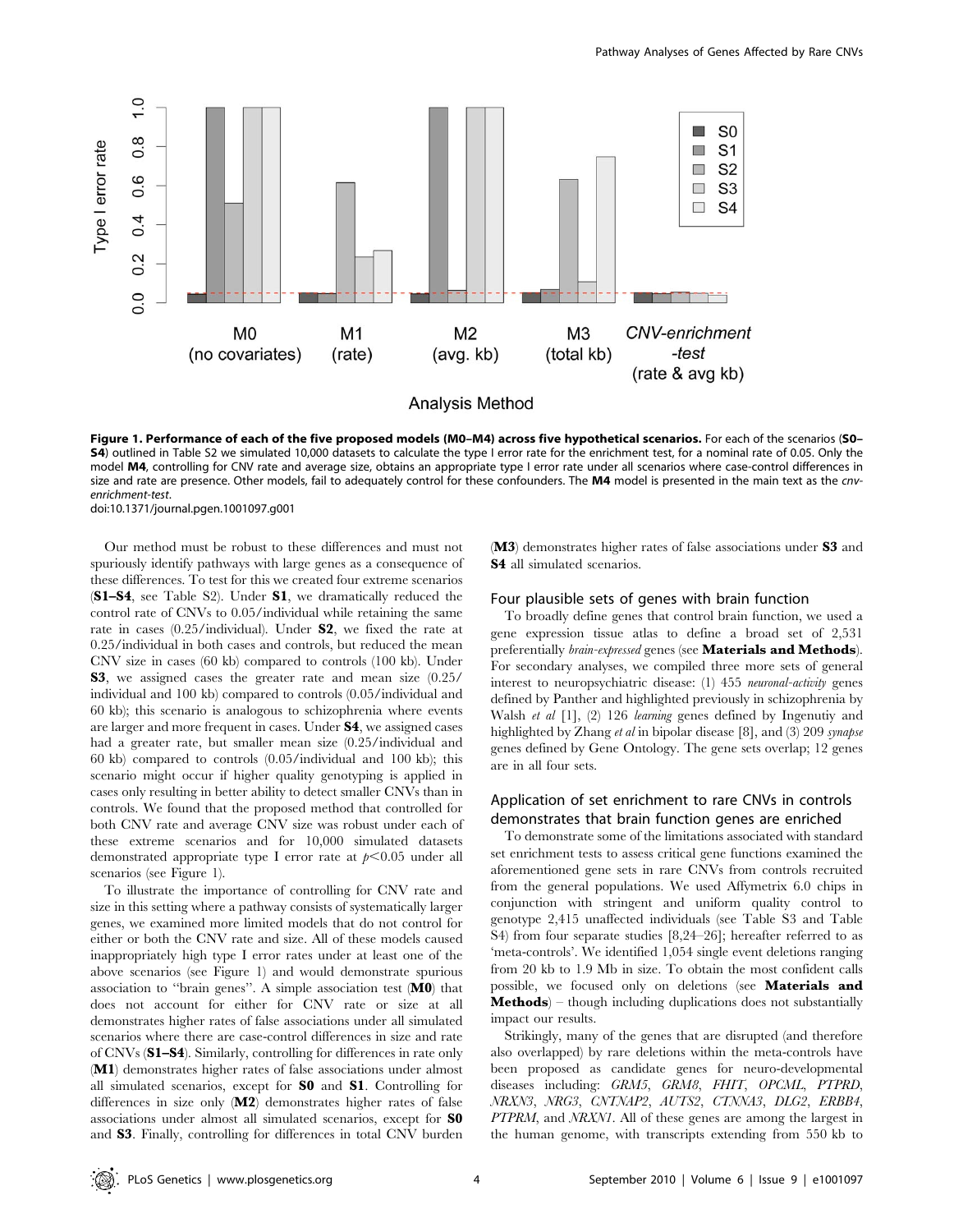**Figure 1. Performance of each of the five proposed models (M0–M4) across five hypothetical scenarios.** For each of the scenarios (**S0–S4**) outlined in Table S2 we simulated 10,000 datasets to calculate the type I error rate for the enrichment test, for a nominal rate of 0.05. Only the model **M4**, controlling for CNV rate and average size, obtains an appropriate type I error rate under all scenarios where case-control differences in size and rate are presence. Other models, fail to adequately control for these confounders. The **M4** model is presented in the main text as the *cnv-enrichment-test*.

doi:10.1371/journal.pgen.1001097.g001

Our method must be robust to these differences and must not spuriously identify pathways with large genes as a consequence of these differences. To test for this we created four extreme scenarios (**S1–S4**, see Table S2). Under **S1**, we dramatically reduced the control rate of CNVs to 0.05/individual while retaining the same rate in cases (0.25/individual). Under **S2**, we fixed the rate at 0.25/individual in both cases and controls, but reduced the mean CNV size in cases (60 kb) compared to controls (100 kb). Under **S3**, we assigned cases the greater rate and mean size (0.25/individual and 100 kb) compared to controls (0.05/individual and 60 kb); this scenario is analogous to schizophrenia where events are larger and more frequent in cases. Under **S4**, we assigned cases had a greater rate, but smaller mean size (0.25/individual and 60 kb) compared to controls (0.05/individual and 100 kb); this scenario might occur if higher quality genotyping is applied in cases only resulting in better ability to detect smaller CNVs than in controls. We found that the proposed method that controlled for both CNV rate and average CNV size was robust under each of these extreme scenarios and for 10,000 simulated datasets demonstrated appropriate type I error rate at $p<0.05$ under all scenarios (see Figure 1).

To illustrate the importance of controlling for CNV rate and size in this setting where a pathway consists of systematically larger genes, we examined more limited models that do not control for either or both the CNV rate and size. All of these models caused inappropriately high type I error rates under at least one of the above scenarios (see Figure 1) and would demonstrate spurious association to "brain genes". A simple association test (**M0**) that does not account for either for CNV rate or size at all demonstrates higher rates of false associations under all simulated scenarios where there are case-control differences in size and rate of CNVs (**S1–S4**). Similarly, controlling for differences in rate only (**M1**) demonstrates higher rates of false associations under almost all simulated scenarios, except for **S0** and **S1**. Controlling for differences in size only (**M2**) demonstrates higher rates of false associations under almost all simulated scenarios, except for **S0** and **S3**. Finally, controlling for differences in total CNV burden (**M3**) demonstrates higher rates of false associations under **S3** and **S4** all simulated scenarios.

### Four plausible sets of genes with brain function

To broadly define genes that control brain function, we used a gene expression tissue atlas to define a broad set of 2,531 preferentially *brain-expressed* genes (see **Materials and Methods**). For secondary analyses, we compiled three more sets of general interest to neuropsychiatric disease: (1) 455 *neuronal-activity* genes defined by Panther and highlighted previously in schizophrenia by Walsh *et al* [1], (2) 126 *learning* genes defined by Ingenutiy and highlighted by Zhang *et al* in bipolar disease [8], and (3) 209 *synapse* genes defined by Gene Ontology. The gene sets overlap; 12 genes are in all four sets.

### Application of set enrichment to rare CNVs in controls demonstrates that brain function genes are enriched

To demonstrate some of the limitations associated with standard set enrichment tests to assess critical gene functions examined the aforementioned gene sets in rare CNVs from controls recruited from the general populations. We used Affymetrix 6.0 chips in conjunction with stringent and uniform quality control to genotype 2,415 unaffected individuals (see Table S3 and Table S4) from four separate studies [8,24–26]; hereafter referred to as 'meta-controls'. We identified 1,054 single event deletions ranging from 20 kb to 1.9 Mb in size. To obtain the most confident calls possible, we focused only on deletions (see **Materials and Methods**) – though including duplications does not substantially impact our results.

Strikingly, many of the genes that are disrupted (and therefore also overlapped) by rare deletions within the meta-controls have been proposed as candidate genes for neuro-developmental diseases including: *GRM5*, *GRM8*, *FHIT*, *OPCML*, *PTPRD*, *NRXN3*, *NRG3*, *CNTNAP2*, *AUTS2*, *CTNNA3*, *DLG2*, *ERBB4*, *PTPRM*, and *NRXN1*. All of these genes are among the largest in the human genome, with transcripts extending from 550 kb to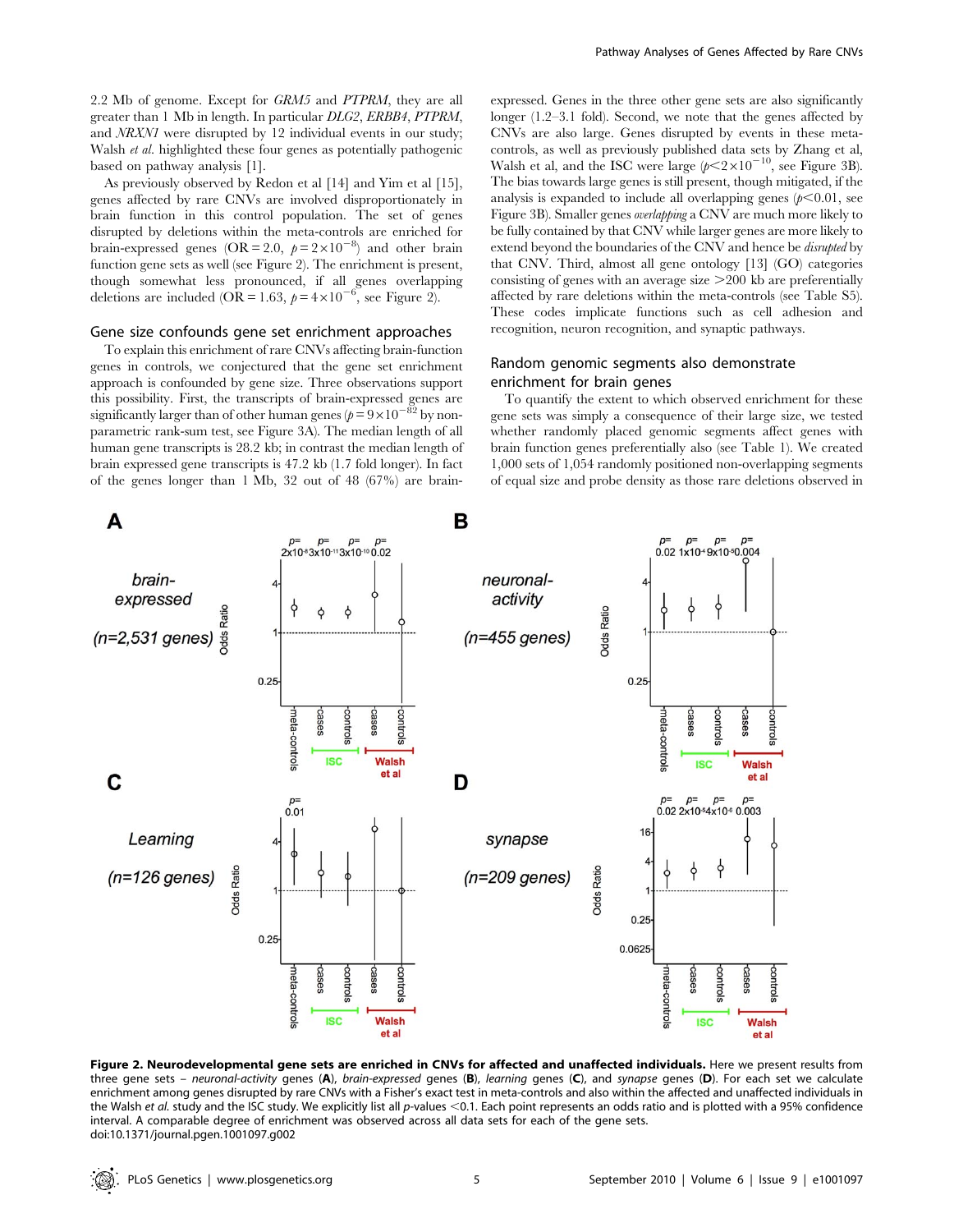2.2 Mb of genome. Except for *GRM5* and *PTPRM*, they are all greater than 1 Mb in length. In particular *DLG2*, *ERBB4*, *PTPRM*, and *NRXN1* were disrupted by 12 individual events in our study; Walsh *et al.* highlighted these four genes as potentially pathogenic based on pathway analysis [1].

As previously observed by Redon et al [14] and Yim et al [15], genes affected by rare CNVs are involved disproportionately in brain function in this control population. The set of genes disrupted by deletions within the meta-controls are enriched for brain-expressed genes (OR = 2.0, $p = 2\times10^{-8}$) and other brain function gene sets as well (see Figure 2). The enrichment is present, though somewhat less pronounced, if all genes overlapping deletions are included (OR = 1.63, $p = 4\times10^{-6}$, see Figure 2).

## Gene size confounds gene set enrichment approaches

To explain this enrichment of rare CNVs affecting brain-function genes in controls, we conjectured that the gene set enrichment approach is confounded by gene size. Three observations support this possibility. First, the transcripts of brain-expressed genes are significantly larger than of other human genes ($p = 9\times10^{-82}$ by non-parametric rank-sum test, see Figure 3A). The median length of all human gene transcripts is 28.2 kb; in contrast the median length of brain expressed gene transcripts is 47.2 kb (1.7 fold longer). In fact of the genes longer than 1 Mb, 32 out of 48 (67%) are brain-expressed. Genes in the three other gene sets are also significantly longer (1.2–3.1 fold). Second, we note that the genes affected by CNVs are also large. Genes disrupted by events in these meta-controls, as well as previously published data sets by Zhang et al, Walsh et al, and the ISC study were large ($p < 2\times10^{-10}$, see Figure 3B). The bias towards large genes is still present, though mitigated, if the analysis is expanded to include all overlapping genes ($p < 0.01$, see Figure 3B). Smaller genes *overlapping* a CNV are much more likely to be fully contained by that CNV while larger genes are more likely to extend beyond the boundaries of the CNV and hence be *disrupted* by that CNV. Third, almost all gene ontology [13] (GO) categories consisting of genes with an average size >200 kb are preferentially affected by rare deletions within the meta-controls (see Table S5). These codes implicate functions such as cell adhesion and recognition, neuron recognition, and synaptic pathways.

## Random genomic segments also demonstrate enrichment for brain genes

To quantify the extent to which observed enrichment for these gene sets was simply a consequence of their large size, we tested whether randomly placed genomic segments affect genes with brain function genes preferentially also (see Table 1). We created 1,000 sets of 1,054 randomly positioned non-overlapping segments of equal size and probe density as those rare deletions observed in

**Figure 2. Neurodevelopmental gene sets are enriched in CNVs for affected and unaffected individuals.** Here we present results from three gene sets – *neuronal-activity* genes (**A**), *brain-expressed* genes (**B**), *learning* genes (**C**), and *synapse* genes (**D**). For each set we calculate enrichment among genes disrupted by rare CNVs with a Fisher's exact test in meta-controls and also within the affected and unaffected individuals in the Walsh *et al.* study and the ISC study. We explicitly list all *p*-values <0.1. Each point represents an odds ratio and is plotted with a 95% confidence interval. A comparable degree of enrichment was observed across all data sets for each of the gene sets.
doi:10.1371/journal.pgen.1001097.g002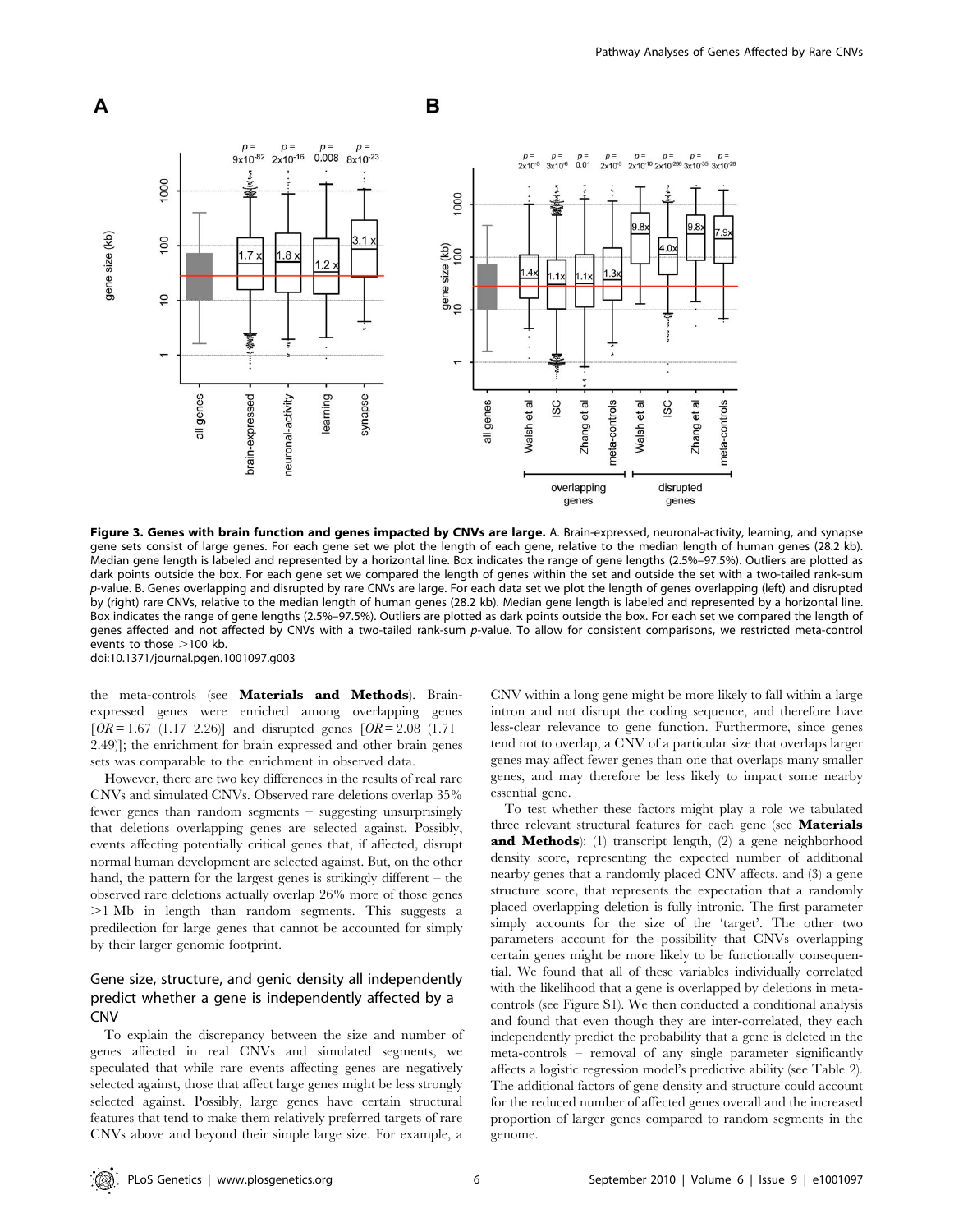**Figure 3. Genes with brain function and genes impacted by CNVs are large.** A. Brain-expressed, neuronal-activity, learning, and synapse gene sets consist of large genes. For each gene set we plot the length of each gene, relative to the median length of human genes (28.2 kb). Median gene length is labeled and represented by a horizontal line. Box indicates the range of gene lengths (2.5%–97.5%). Outliers are plotted as dark points outside the box. For each gene set we compared the length of genes within the set and outside the set with a two-tailed rank-sum *p*-value. B. Genes overlapping and disrupted by rare CNVs are large. For each data set we plot the length of genes overlapping (left) and disrupted by (right) rare CNVs, relative to the median length of human genes (28.2 kb). Median gene length is labeled and represented by a horizontal line. Box indicates the range of gene lengths (2.5%–97.5%). Outliers are plotted as dark points outside the box. For each set we compared the length of genes affected and not affected by CNVs with a two-tailed rank-sum *p*-value. To allow for consistent comparisons, we restricted meta-control events to those >100 kb.

doi:10.1371/journal.pgen.1001097.g003

the meta-controls (see **Materials and Methods**). Brain-expressed genes were enriched among overlapping genes [$OR = 1.67$ (1.17–2.26)] and disrupted genes [$OR = 2.08$ (1.71–2.49)]; the enrichment for brain expressed and other brain genes sets was comparable to the enrichment in observed data.

However, there are two key differences in the results of real rare CNVs and simulated CNVs. Observed rare deletions overlap 35% fewer genes than random segments – suggesting unsurprisingly that deletions overlapping genes are selected against. Possibly, events affecting potentially critical genes that, if affected, disrupt normal human development are selected against. But, on the other hand, the pattern for the largest genes is strikingly different – the observed rare deletions actually overlap 26% more of those genes >1 Mb in length than random segments. This suggests a predilection for large genes that cannot be accounted for simply by their larger genomic footprint.

## Gene size, structure, and genic density all independently predict whether a gene is independently affected by a CNV

To explain the discrepancy between the size and number of genes affected in real CNVs and simulated segments, we speculated that while rare events affecting genes are negatively selected against, those that affect large genes might be less strongly selected against. Possibly, large genes have certain structural features that tend to make them relatively preferred targets of rare CNVs above and beyond their simple large size. For example, a CNV within a long gene might be more likely to fall within a large intron and not disrupt the coding sequence, and therefore have less-clear relevance to gene function. Furthermore, since genes tend not to overlap, a CNV of a particular size that overlaps larger genes may affect fewer genes than one that overlaps many smaller genes, and may therefore be less likely to impact some nearby essential gene.

To test whether these factors might play a role we tabulated three relevant structural features for each gene (see **Materials and Methods**): (1) transcript length, (2) a gene neighborhood density score, representing the expected number of additional nearby genes that a randomly placed CNV affects, and (3) a gene structure score, that represents the expectation that a randomly placed overlapping deletion is fully intronic. The first parameter simply accounts for the size of the 'target'. The other two parameters account for the possibility that CNVs overlapping certain genes might be more likely to be functionally consequential. We found that all of these variables individually correlated with the likelihood that a gene is overlapped by deletions in meta-controls (see Figure S1). We then conducted a conditional analysis and found that even though they are inter-correlated, they each independently predict the probability that a gene is deleted in the meta-controls – removal of any single parameter significantly affects a logistic regression model's predictive ability (see Table 2). The additional factors of gene density and structure could account for the reduced number of affected genes overall and the increased proportion of larger genes compared to random segments in the genome.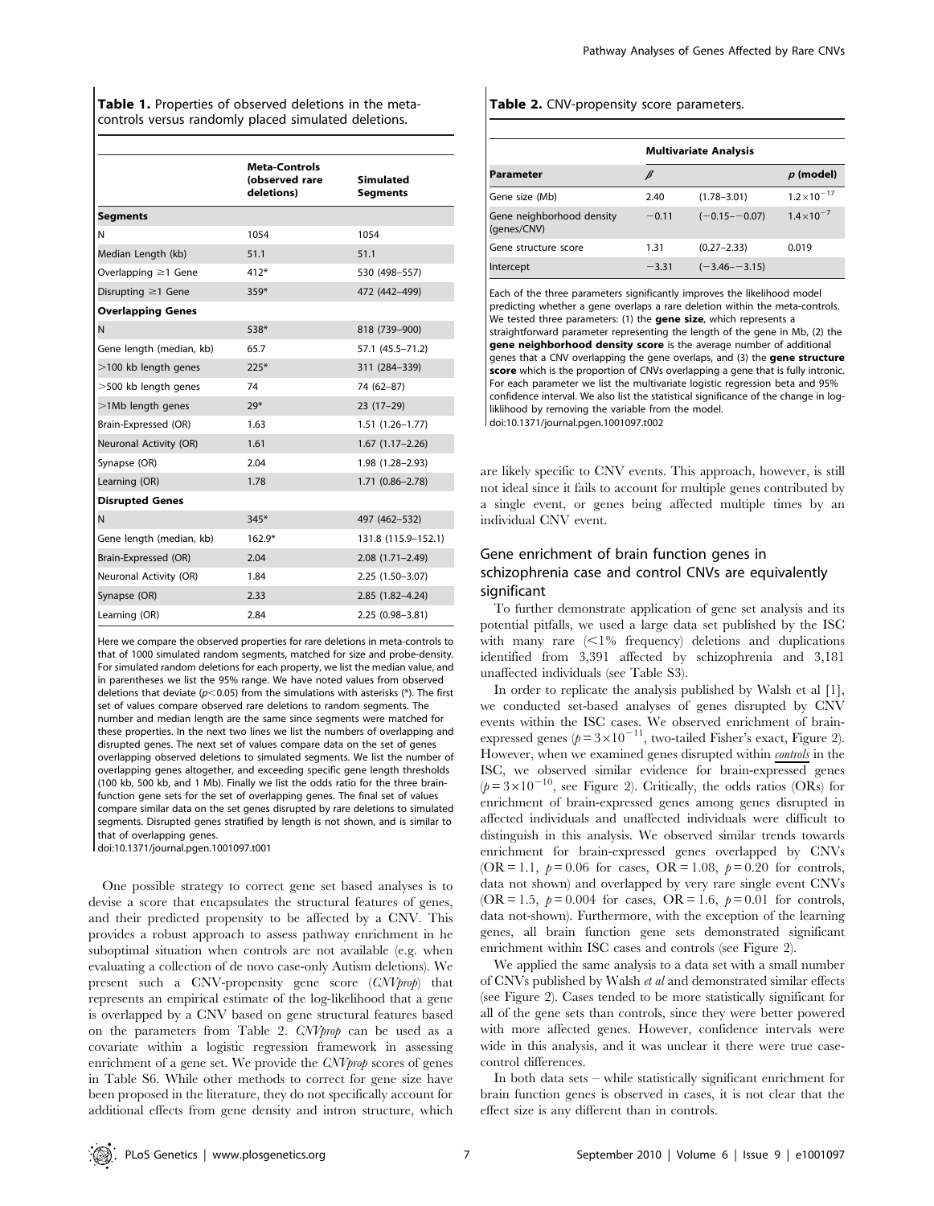**Table 1.** Properties of observed deletions in the meta-controls versus randomly placed simulated deletions.

| | Meta-Controls (observed rare deletions) | Simulated Segments |
|---|---|---|
| **Segments** | | |
| N | 1054 | 1054 |
| Median Length (kb) | 51.1 | 51.1 |
| Overlapping ≥1 Gene | 412* | 530 (498–557) |
| Disrupting ≥1 Gene | 359* | 472 (442–499) |
| **Overlapping Genes** | | |
| N | 538* | 818 (739–900) |
| Gene length (median, kb) | 65.7 | 57.1 (45.5–71.2) |
| >100 kb length genes | 225* | 311 (284–339) |
| >500 kb length genes | 74 | 74 (62–87) |
| >1Mb length genes | 29* | 23 (17–29) |
| Brain-Expressed (OR) | 1.63 | 1.51 (1.26–1.77) |
| Neuronal Activity (OR) | 1.61 | 1.67 (1.17–2.26) |
| Synapse (OR) | 2.04 | 1.98 (1.28–2.93) |
| Learning (OR) | 1.78 | 1.71 (0.86–2.78) |
| **Disrupted Genes** | | |
| N | 345* | 497 (462–532) |
| Gene length (median, kb) | 162.9* | 131.8 (115.9–152.1) |
| Brain-Expressed (OR) | 2.04 | 2.08 (1.71–2.49) |
| Neuronal Activity (OR) | 1.84 | 2.25 (1.50–3.07) |
| Synapse (OR) | 2.33 | 2.85 (1.82–4.24) |
| Learning (OR) | 2.84 | 2.25 (0.98–3.81) |

Here we compare the observed properties for rare deletions in meta-controls to that of 1000 simulated random segments, matched for size and probe-density. For simulated random deletions for each property, we list the median value, and in parentheses we list the 95% range. We have noted values from observed deletions that deviate ($p<0.05$) from the simulations with asterisks (*). The first set of values compare observed rare deletions to random segments. The number and median length are the same since segments were matched for these properties. In the next two lines we list the numbers of overlapping and disrupted genes. The next set of values compare data on the set of genes overlapping observed deletions to simulated segments. We list the number of overlapping genes altogether, and exceeding specific gene length thresholds (100 kb, 500 kb, and 1 Mb). Finally we list the odds ratio for the three brain-function gene sets for the set of overlapping genes. The final set of values compare similar data on the set genes disrupted by rare deletions to simulated segments. Disrupted genes stratified by length is not shown, and is similar to that of overlapping genes.
doi:10.1371/journal.pgen.1001097.t001

One possible strategy to correct gene set based analyses is to devise a score that encapsulates the structural features of genes, and their predicted propensity to be affected by a CNV. This provides a robust approach to assess pathway enrichment in he suboptimal situation when controls are not available (e.g. when evaluating a collection of de novo case-only Autism deletions). We present such a CNV-propensity gene score (*CNVprop*) that represents an empirical estimate of the log-likelihood that a gene is overlapped by a CNV based on gene structural features based on the parameters from Table 2. *CNVprop* can be used as a covariate within a logistic regression framework in assessing enrichment of a gene set. We provide the *CNVprop* scores of genes in Table S6. While other methods to correct for gene size have been proposed in the literature, they do not specifically account for additional effects from gene density and intron structure, which are likely specific to CNV events. This approach, however, is still not ideal since it fails to account for multiple genes contributed by a single event, or genes being affected multiple times by an individual CNV event.

**Table 2.** CNV-propensity score parameters.

| | Multivariate Analysis | | |
|---|---|---|---|
| **Parameter** | $\beta$ | | $p$ **(model)** |
| Gene size (Mb) | 2.40 | (1.78–3.01) | $1.2\times10^{-17}$ |
| Gene neighborhood density (genes/CNV) | −0.11 | (−0.15–−0.07) | $1.4\times10^{-7}$ |
| Gene structure score | 1.31 | (0.27–2.33) | 0.019 |
| Intercept | −3.31 | (−3.46–−3.15) | |

Each of the three parameters significantly improves the likelihood model predicting whether a gene overlaps a rare deletion within the meta-controls. We tested three parameters: (1) the **gene size**, which represents a straightforward parameter representing the length of the gene in Mb, (2) the **gene neighborhood density score** is the average number of additional genes that a CNV overlapping the gene overlaps, and (3) the **gene structure score** which is the proportion of CNVs overlapping a gene that is fully intronic. For each parameter we list the multivariate logistic regression beta and 95% confidence interval. We also list the statistical significance of the change in log-liklihood by removing the variable from the model.
doi:10.1371/journal.pgen.1001097.t002

## Gene enrichment of brain function genes in schizophrenia case and control CNVs are equivalently significant

To further demonstrate application of gene set analysis and its potential pitfalls, we used a large data set published by the ISC with many rare (<1% frequency) deletions and duplications identified from 3,391 affected by schizophrenia and 3,181 unaffected individuals (see Table S3).

In order to replicate the analysis published by Walsh et al [1], we conducted set-based analyses of genes disrupted by CNV events within the ISC cases. We observed enrichment of brain-expressed genes ($p=3\times10^{-11}$, two-tailed Fisher's exact, Figure 2). However, when we examined genes disrupted within <u>*controls*</u> in the ISC, we observed similar evidence for brain-expressed genes ($p=3\times10^{-10}$, see Figure 2). Critically, the odds ratios (ORs) for enrichment of brain-expressed genes among genes disrupted in affected individuals and unaffected individuals were difficult to distinguish in this analysis. We observed similar trends towards enrichment for brain-expressed genes overlapped by CNVs (OR = 1.1, $p=0.06$ for cases, OR = 1.08, $p=0.20$ for controls, data not shown) and overlapped by very rare single event CNVs (OR = 1.5, $p=0.004$ for cases, OR = 1.6, $p=0.01$ for controls, data not-shown). Furthermore, with the exception of the learning genes, all brain function gene sets demonstrated significant enrichment within ISC cases and controls (see Figure 2).

We applied the same analysis to a data set with a small number of CNVs published by Walsh *et al* and demonstrated similar effects (see Figure 2). Cases tended to be more statistically significant for all of the gene sets than controls, since they were better powered with more affected genes. However, confidence intervals were wide in this analysis, and it was unclear it there were true case-control differences.

In both data sets – while statistically significant enrichment for brain function genes is observed in cases, it is not clear that the effect size is any different than in controls.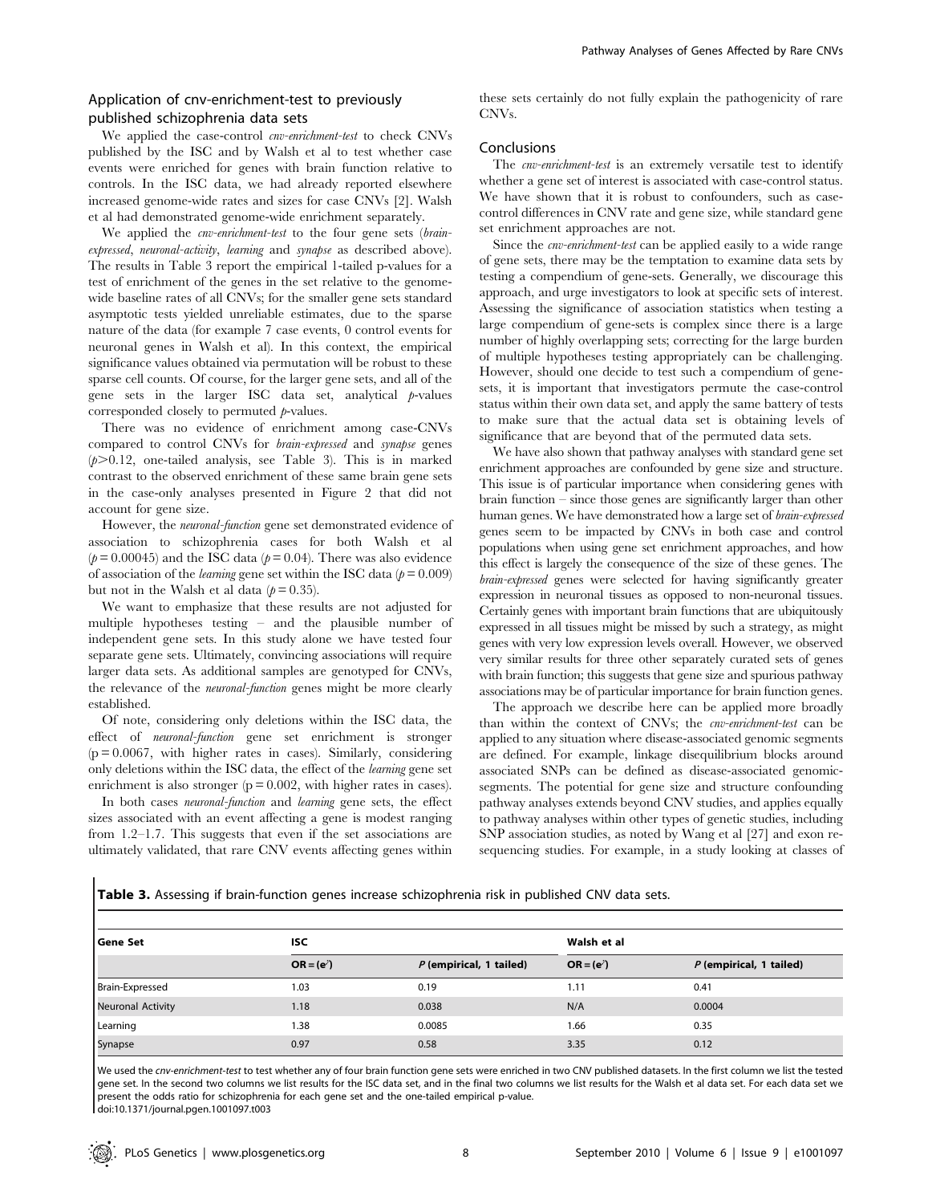## Application of cnv-enrichment-test to previously published schizophrenia data sets

We applied the case-control *cnv-enrichment-test* to check CNVs published by the ISC and by Walsh et al to test whether case events were enriched for genes with brain function relative to controls. In the ISC data, we had already reported elsewhere increased genome-wide rates and sizes for case CNVs [2]. Walsh et al had demonstrated genome-wide enrichment separately.

We applied the *cnv-enrichment-test* to the four gene sets (*brain-expressed*, *neuronal-activity*, *learning* and *synapse* as described above). The results in Table 3 report the empirical 1-tailed p-values for a test of enrichment of the genes in the set relative to the genome-wide baseline rates of all CNVs; for the smaller gene sets standard asymptotic tests yielded unreliable estimates, due to the sparse nature of the data (for example 7 case events, 0 control events for neuronal genes in Walsh et al). In this context, the empirical significance values obtained via permutation will be robust to these sparse cell counts. Of course, for the larger gene sets, and all of the gene sets in the larger ISC data set, analytical *p*-values corresponded closely to permuted *p*-values.

There was no evidence of enrichment among case-CNVs compared to control CNVs for *brain-expressed* and *synapse* genes ($p > 0.12$, one-tailed analysis, see Table 3). This is in marked contrast to the observed enrichment of these same brain gene sets in the case-only analyses presented in Figure 2 that did not account for gene size.

However, the *neuronal-function* gene set demonstrated evidence of association to schizophrenia cases for both Walsh et al ($p = 0.00045$) and the ISC data ($p = 0.04$). There was also evidence of association of the *learning* gene set within the ISC data ($p = 0.009$) but not in the Walsh et al data ($p = 0.35$).

We want to emphasize that these results are not adjusted for multiple hypotheses testing – and the plausible number of independent gene sets. In this study alone we have tested four separate gene sets. Ultimately, convincing associations will require larger data sets. As additional samples are genotyped for CNVs, the relevance of the *neuronal-function* genes might be more clearly established.

Of note, considering only deletions within the ISC data, the effect of *neuronal-function* gene set enrichment is stronger ($p = 0.0067$, with higher rates in cases). Similarly, considering only deletions within the ISC data, the effect of the *learning* gene set enrichment is also stronger ($p = 0.002$, with higher rates in cases).

In both cases *neuronal-function* and *learning* gene sets, the effect sizes associated with an event affecting a gene is modest ranging from 1.2–1.7. This suggests that even if the set associations are ultimately validated, that rare CNV events affecting genes within these sets certainly do not fully explain the pathogenicity of rare CNVs.

## Conclusions

The *cnv-enrichment-test* is an extremely versatile test to identify whether a gene set of interest is associated with case-control status. We have shown that it is robust to confounders, such as case-control differences in CNV rate and gene size, while standard gene set enrichment approaches are not.

Since the *cnv-enrichment-test* can be applied easily to a wide range of gene sets, there may be the temptation to examine data sets by testing a compendium of gene-sets. Generally, we discourage this approach, and urge investigators to look at specific sets of interest. Assessing the significance of association statistics when testing a large compendium of gene-sets is complex since there is a large number of highly overlapping sets; correcting for the large burden of multiple hypotheses testing appropriately can be challenging. However, should one decide to test such a compendium of gene-sets, it is important that investigators permute the case-control status within their own data set, and apply the same battery of tests to make sure that the actual data set is obtaining levels of significance that are beyond that of the permuted data sets.

We have also shown that pathway analyses with standard gene set enrichment approaches are confounded by gene size and structure. This issue is of particular importance when considering genes with brain function – since those genes are significantly larger than other human genes. We have demonstrated how a large set of *brain-expressed* genes seem to be impacted by CNVs in both case and control populations when using gene set enrichment approaches, and how this effect is largely the consequence of the size of these genes. The *brain-expressed* genes were selected for having significantly greater expression in neuronal tissues as opposed to non-neuronal tissues. Certainly genes with important brain functions that are ubiquitously expressed in all tissues might be missed by such a strategy, as might genes with very low expression levels overall. However, we observed very similar results for three other separately curated sets of genes with brain function; this suggests that gene size and spurious pathway associations may be of particular importance for brain function genes.

The approach we describe here can be applied more broadly than within the context of CNVs; the *cnv-enrichment-test* can be applied to any situation where disease-associated genomic segments are defined. For example, linkage disequilibrium blocks around associated SNPs can be defined as disease-associated genomic-segments. The potential for gene size and structure confounding pathway analyses extends beyond CNV studies, and applies equally to pathway analyses within other types of genetic studies, including SNP association studies, as noted by Wang et al [27] and exon re-sequencing studies. For example, in a study looking at classes of

**Table 3.** Assessing if brain-function genes increase schizophrenia risk in published CNV data sets.

| Gene Set | ISC | | Walsh et al | |
|---|---|---|---|---|
| | $OR = (e^{\gamma})$ | *P* (empirical, 1 tailed) | $OR = (e^{\gamma})$ | *P* (empirical, 1 tailed) |
| Brain-Expressed | 1.03 | 0.19 | 1.11 | 0.41 |
| Neuronal Activity | 1.18 | 0.038 | N/A | 0.0004 |
| Learning | 1.38 | 0.0085 | 1.66 | 0.35 |
| Synapse | 0.97 | 0.58 | 3.35 | 0.12 |

We used the *cnv-enrichment-test* to test whether any of four brain function gene sets were enriched in two CNV published datasets. In the first column we list the tested gene set. In the second two columns we list results for the ISC data set, and in the final two columns we list results for the Walsh et al data set. For each data set we present the odds ratio for schizophrenia for each gene set and the one-tailed empirical p-value.
doi:10.1371/journal.pgen.1001097.t003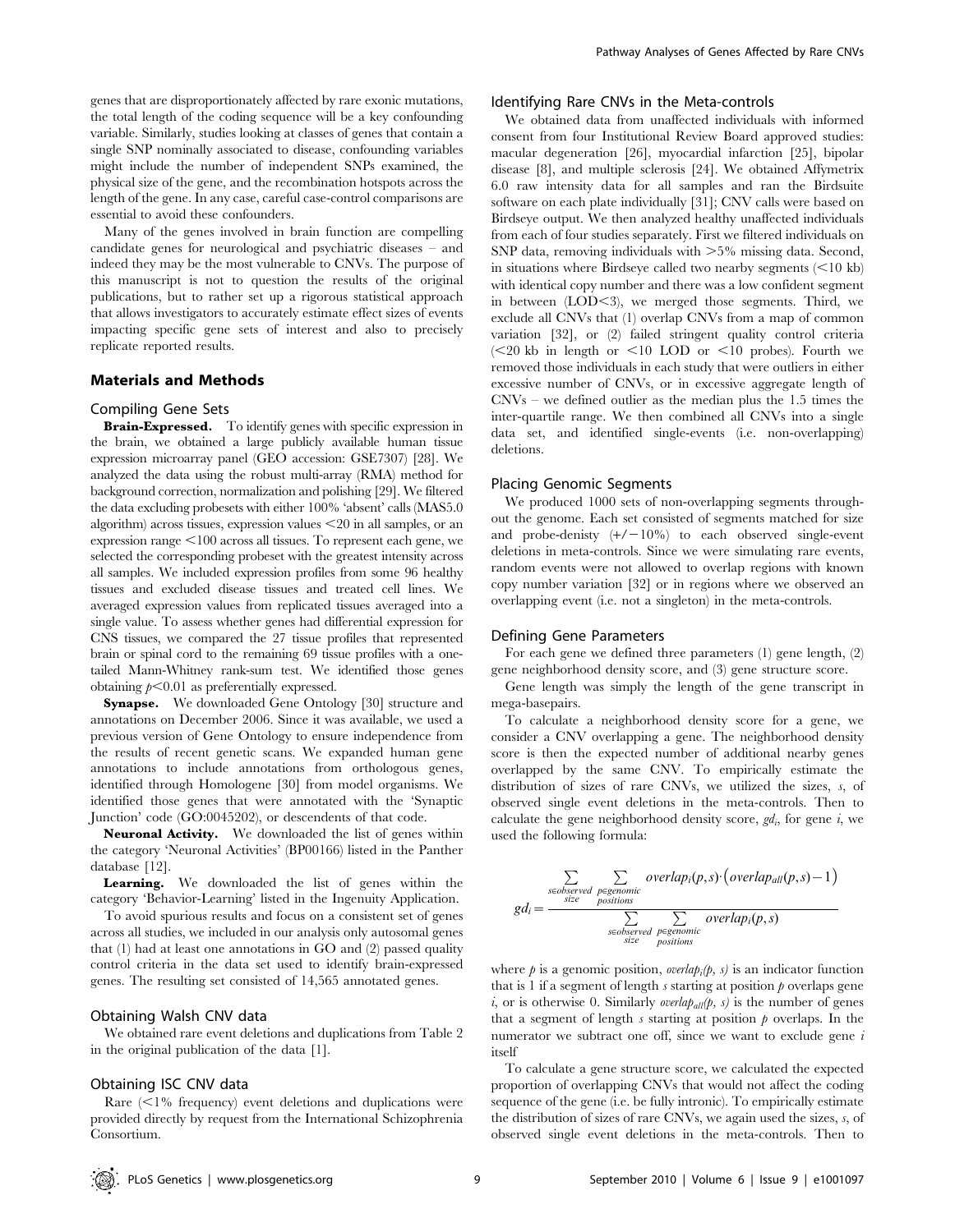genes that are disproportionately affected by rare exonic mutations, the total length of the coding sequence will be a key confounding variable. Similarly, studies looking at classes of genes that contain a single SNP nominally associated to disease, confounding variables might include the number of independent SNPs examined, the physical size of the gene, and the recombination hotspots across the length of the gene. In any case, careful case-control comparisons are essential to avoid these confounders.

Many of the genes involved in brain function are compelling candidate genes for neurological and psychiatric diseases – and indeed they may be the most vulnerable to CNVs. The purpose of this manuscript is not to question the results of the original publications, but to rather set up a rigorous statistical approach that allows investigators to accurately estimate effect sizes of events impacting specific gene sets of interest and also to precisely replicate reported results.

## Materials and Methods

### Compiling Gene Sets

**Brain-Expressed.** To identify genes with specific expression in the brain, we obtained a large publicly available human tissue expression microarray panel (GEO accession: GSE7307) [28]. We analyzed the data using the robust multi-array (RMA) method for background correction, normalization and polishing [29]. We filtered the data excluding probesets with either 100% 'absent' calls (MAS5.0 algorithm) across tissues, expression values <20 in all samples, or an expression range <100 across all tissues. To represent each gene, we selected the corresponding probeset with the greatest intensity across all samples. We included expression profiles from some 96 healthy tissues and excluded disease tissues and treated cell lines. We averaged expression values from replicated tissues averaged into a single value. To assess whether genes had differential expression for CNS tissues, we compared the 27 tissue profiles that represented brain or spinal cord to the remaining 69 tissue profiles with a one-tailed Mann-Whitney rank-sum test. We identified those genes obtaining $p<0.01$ as preferentially expressed.

**Synapse.** We downloaded Gene Ontology [30] structure and annotations on December 2006. Since it was available, we used a previous version of Gene Ontology to ensure independence from the results of recent genetic scans. We expanded human gene annotations to include annotations from orthologous genes, identified through Homologene [30] from model organisms. We identified those genes that were annotated with the 'Synaptic Junction' code (GO:0045202), or descendents of that code.

**Neuronal Activity.** We downloaded the list of genes within the category 'Neuronal Activities' (BP00166) listed in the Panther database [12].

**Learning.** We downloaded the list of genes within the category 'Behavior-Learning' listed in the Ingenuity Application.

To avoid spurious results and focus on a consistent set of genes across all studies, we included in our analysis only autosomal genes that (1) had at least one annotations in GO and (2) passed quality control criteria in the data set used to identify brain-expressed genes. The resulting set consisted of 14,565 annotated genes.

### Obtaining Walsh CNV data

We obtained rare event deletions and duplications from Table 2 in the original publication of the data [1].

### Obtaining ISC CNV data

Rare (<1% frequency) event deletions and duplications were provided directly by request from the International Schizophrenia Consortium.

### Identifying Rare CNVs in the Meta-controls

We obtained data from unaffected individuals with informed consent from four Institutional Review Board approved studies: macular degeneration [26], myocardial infarction [25], bipolar disease [8], and multiple sclerosis [24]. We obtained Affymetrix 6.0 raw intensity data for all samples and ran the Birdsuite software on each plate individually [31]; CNV calls were based on Birdseye output. We then analyzed healthy unaffected individuals from each of four studies separately. First we filtered individuals on SNP data, removing individuals with >5% missing data. Second, in situations where Birdseye called two nearby segments (<10 kb) with identical copy number and there was a low confident segment in between (LOD<3), we merged those segments. Third, we exclude all CNVs that (1) overlap CNVs from a map of common variation [32], or (2) failed stringent quality control criteria (<20 kb in length or <10 LOD or <10 probes). Fourth we removed those individuals in each study that were outliers in either excessive number of CNVs, or in excessive aggregate length of CNVs – we defined outlier as the median plus the 1.5 times the inter-quartile range. We then combined all CNVs into a single data set, and identified single-events (i.e. non-overlapping) deletions.

### Placing Genomic Segments

We produced 1000 sets of non-overlapping segments throughout the genome. Each set consisted of segments matched for size and probe-denisty (+/−10%) to each observed single-event deletions in meta-controls. Since we were simulating rare events, random events were not allowed to overlap regions with known copy number variation [32] or in regions where we observed an overlapping event (i.e. not a singleton) in the meta-controls.

### Defining Gene Parameters

For each gene we defined three parameters (1) gene length, (2) gene neighborhood density score, and (3) gene structure score.

Gene length was simply the length of the gene transcript in mega-basepairs.

To calculate a neighborhood density score for a gene, we consider a CNV overlapping a gene. The neighborhood density score is then the expected number of additional nearby genes overlapped by the same CNV. To empirically estimate the distribution of sizes of rare CNVs, we utilized the sizes, $s$, of observed single event deletions in the meta-controls. Then to calculate the gene neighborhood density score, $gd_i$, for gene $i$, we used the following formula:

$$gd_i = \frac{\sum_{s \in observed\ size} \sum_{p \in genomic\ positions} overlap_i(p,s) \cdot \left(overlap_{all}(p,s) - 1\right)}{\sum_{s \in observed\ size} \sum_{p \in genomic\ positions} overlap_i(p,s)}$$

where $p$ is a genomic position, $overlap_i(p, s)$ is an indicator function that is 1 if a segment of length $s$ starting at position $p$ overlaps gene $i$, or is otherwise 0. Similarly $overlap_{all}(p, s)$ is the number of genes that a segment of length $s$ starting at position $p$ overlaps. In the numerator we subtract one off, since we want to exclude gene $i$ itself

To calculate a gene structure score, we calculated the expected proportion of overlapping CNVs that would not affect the coding sequence of the gene (i.e. be fully intronic). To empirically estimate the distribution of sizes of rare CNVs, we again used the sizes, $s$, of observed single event deletions in the meta-controls. Then to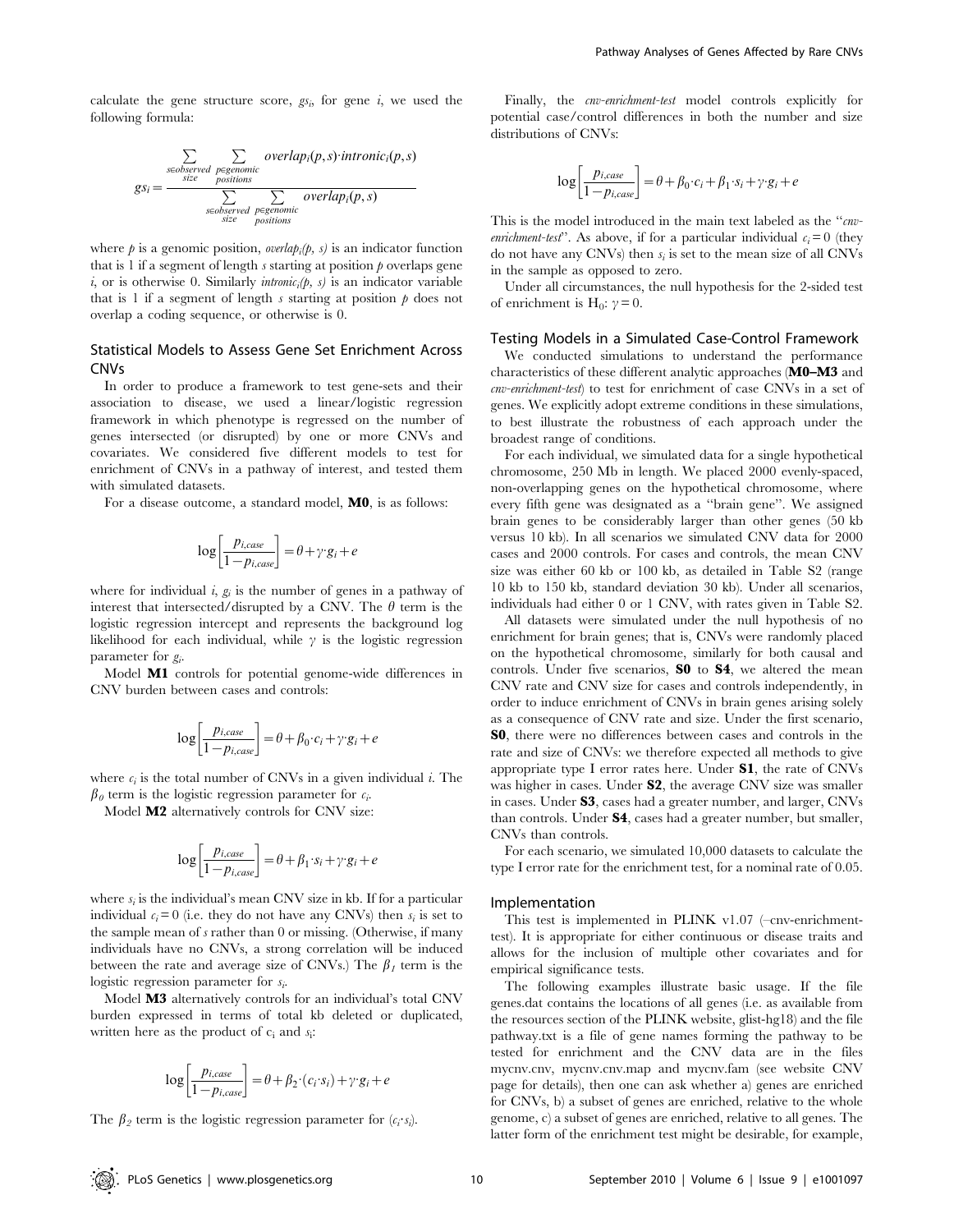calculate the gene structure score, $gs_i$, for gene $i$, we used the following formula:

$$gs_i = \frac{\sum_{s \in \substack{observed \\ size}} \sum_{p \in \substack{genomic \\ positions}} overlap_i(p,s) \cdot intronic_i(p,s)}{\sum_{s \in \substack{observed \\ size}} \sum_{p \in \substack{genomic \\ positions}} overlap_i(p,s)}$$

where $p$ is a genomic position, $overlap_i(p, s)$ is an indicator function that is 1 if a segment of length $s$ starting at position $p$ overlaps gene $i$, or is otherwise 0. Similarly $intronic_i(p, s)$ is an indicator variable that is 1 if a segment of length $s$ starting at position $p$ does not overlap a coding sequence, or otherwise is 0.

### Statistical Models to Assess Gene Set Enrichment Across CNVs

In order to produce a framework to test gene-sets and their association to disease, we used a linear/logistic regression framework in which phenotype is regressed on the number of genes intersected (or disrupted) by one or more CNVs and covariates. We considered five different models to test for enrichment of CNVs in a pathway of interest, and tested them with simulated datasets.

For a disease outcome, a standard model, **M0**, is as follows:

$$\log\left[\frac{p_{i,case}}{1-p_{i,case}}\right] = \theta + \gamma \cdot g_i + e$$

where for individual $i$, $g_i$ is the number of genes in a pathway of interest that intersected/disrupted by a CNV. The $\theta$ term is the logistic regression intercept and represents the background log likelihood for each individual, while $\gamma$ is the logistic regression parameter for $g_i$.

Model **M1** controls for potential genome-wide differences in CNV burden between cases and controls:

$$\log\left[\frac{p_{i,case}}{1-p_{i,case}}\right] = \theta + \beta_0 \cdot c_i + \gamma \cdot g_i + e$$

where $c_i$ is the total number of CNVs in a given individual $i$. The $\beta_0$ term is the logistic regression parameter for $c_i$.

Model **M2** alternatively controls for CNV size:

$$\log\left[\frac{p_{i,case}}{1-p_{i,case}}\right] = \theta + \beta_1 \cdot s_i + \gamma \cdot g_i + e$$

where $s_i$ is the individual's mean CNV size in kb. If for a particular individual $c_i = 0$ (i.e. they do not have any CNVs) then $s_i$ is set to the sample mean of $s$ rather than 0 or missing. (Otherwise, if many individuals have no CNVs, a strong correlation will be induced between the rate and average size of CNVs.) The $\beta_1$ term is the logistic regression parameter for $s_i$.

Model **M3** alternatively controls for an individual's total CNV burden expressed in terms of total kb deleted or duplicated, written here as the product of $c_i$ and $s_i$:

$$\log\left[\frac{p_{i,case}}{1-p_{i,case}}\right] = \theta + \beta_2 \cdot (c_i \cdot s_i) + \gamma \cdot g_i + e$$

The $\beta_2$ term is the logistic regression parameter for $(c_i \cdot s_i)$.

Finally, the *cnv-enrichment-test* model controls explicitly for potential case/control differences in both the number and size distributions of CNVs:

$$\log\left[\frac{p_{i,case}}{1-p_{i,case}}\right] = \theta + \beta_0 \cdot c_i + \beta_1 \cdot s_i + \gamma \cdot g_i + e$$

This is the model introduced in the main text labeled as the "*cnv-enrichment-test*". As above, if for a particular individual $c_i = 0$ (they do not have any CNVs) then $s_i$ is set to the mean size of all CNVs in the sample as opposed to zero.

Under all circumstances, the null hypothesis for the 2-sided test of enrichment is $H_0$: $\gamma = 0$.

### Testing Models in a Simulated Case-Control Framework

We conducted simulations to understand the performance characteristics of these different analytic approaches (**M0–M3** and *cnv-enrichment-test*) to test for enrichment of case CNVs in a set of genes. We explicitly adopt extreme conditions in these simulations, to best illustrate the robustness of each approach under the broadest range of conditions.

For each individual, we simulated data for a single hypothetical chromosome, 250 Mb in length. We placed 2000 evenly-spaced, non-overlapping genes on the hypothetical chromosome, where every fifth gene was designated as a "brain gene". We assigned brain genes to be considerably larger than other genes (50 kb versus 10 kb). In all scenarios we simulated CNV data for 2000 cases and 2000 controls. For cases and controls, the mean CNV size was either 60 kb or 100 kb, as detailed in Table S2 (range 10 kb to 150 kb, standard deviation 30 kb). Under all scenarios, individuals had either 0 or 1 CNV, with rates given in Table S2.

All datasets were simulated under the null hypothesis of no enrichment for brain genes; that is, CNVs were randomly placed on the hypothetical chromosome, similarly for both causal and controls. Under five scenarios, **S0** to **S4**, we altered the mean CNV rate and CNV size for cases and controls independently, in order to induce enrichment of CNVs in brain genes arising solely as a consequence of CNV rate and size. Under the first scenario, **S0**, there were no differences between cases and controls in the rate and size of CNVs: we therefore expected all methods to give appropriate type I error rates here. Under **S1**, the rate of CNVs was higher in cases. Under **S2**, the average CNV size was smaller in cases. Under **S3**, cases had a greater number, and larger, CNVs than controls. Under **S4**, cases had a greater number, but smaller, CNVs than controls.

For each scenario, we simulated 10,000 datasets to calculate the type I error rate for the enrichment test, for a nominal rate of 0.05.

### Implementation

This test is implemented in PLINK v1.07 (–cnv-enrichment-test). It is appropriate for either continuous or disease traits and allows for the inclusion of multiple other covariates and for empirical significance tests.

The following examples illustrate basic usage. If the file genes.dat contains the locations of all genes (i.e. as available from the resources section of the PLINK website, glist-hg18) and the file pathway.txt is a file of gene names forming the pathway to be tested for enrichment and the CNV data are in the files mycnv.cnv, mycnv.cnv.map and mycnv.fam (see website CNV page for details), then one can ask whether a) genes are enriched for CNVs, b) a subset of genes are enriched, relative to the whole genome, c) a subset of genes are enriched, relative to all genes. The latter form of the enrichment test might be desirable, for example,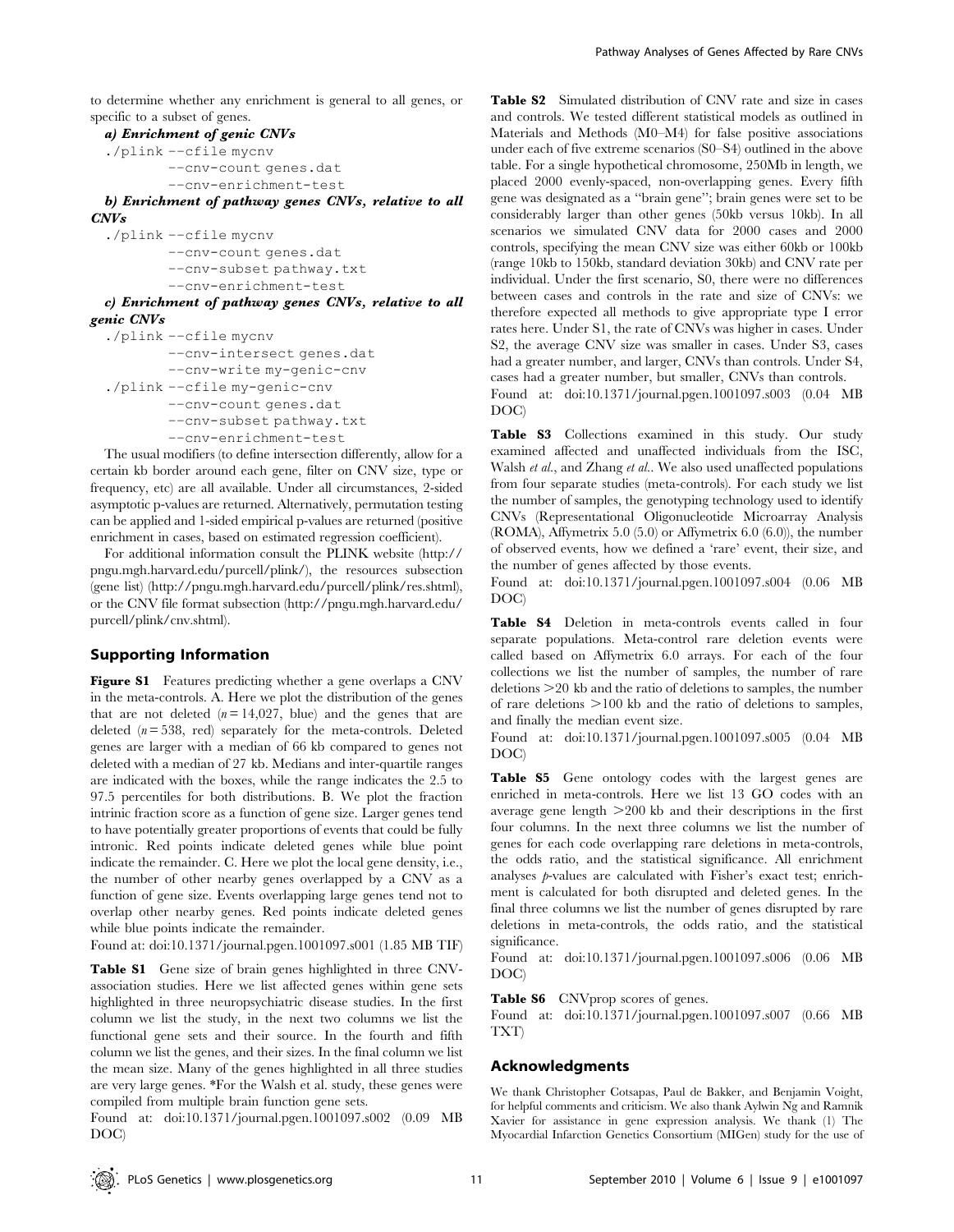to determine whether any enrichment is general to all genes, or specific to a subset of genes.

***a) Enrichment of genic CNVs***

```
./plink --cfile mycnv
        --cnv-count genes.dat
        --cnv-enrichment-test
```

***b) Enrichment of pathway genes CNVs, relative to all CNVs***

```
./plink --cfile mycnv
        --cnv-count genes.dat
        --cnv-subset pathway.txt
        --cnv-enrichment-test
```

***c) Enrichment of pathway genes CNVs, relative to all genic CNVs***

```
./plink --cfile mycnv
        --cnv-intersect genes.dat
        --cnv-write my-genic-cnv
./plink --cfile my-genic-cnv
        --cnv-count genes.dat
        --cnv-subset pathway.txt
        --cnv-enrichment-test
```

The usual modifiers (to define intersection differently, allow for a certain kb border around each gene, filter on CNV size, type or frequency, etc) are all available. Under all circumstances, 2-sided asymptotic p-values are returned. Alternatively, permutation testing can be applied and 1-sided empirical p-values are returned (positive enrichment in cases, based on estimated regression coefficient).

For additional information consult the PLINK website (http://pngu.mgh.harvard.edu/purcell/plink/), the resources subsection (gene list) (http://pngu.mgh.harvard.edu/purcell/plink/res.shtml), or the CNV file format subsection (http://pngu.mgh.harvard.edu/purcell/plink/cnv.shtml).

## Supporting Information

**Figure S1** Features predicting whether a gene overlaps a CNV in the meta-controls. A. Here we plot the distribution of the genes that are not deleted ($n = 14{,}027$, blue) and the genes that are deleted ($n = 538$, red) separately for the meta-controls. Deleted genes are larger with a median of 66 kb compared to genes not deleted with a median of 27 kb. Medians and inter-quartile ranges are indicated with the boxes, while the range indicates the 2.5 to 97.5 percentiles for both distributions. B. We plot the fraction intrinic fraction score as a function of gene size. Larger genes tend to have potentially greater proportions of events that could be fully intronic. Red points indicate deleted genes while blue point indicate the remainder. C. Here we plot the local gene density, i.e., the number of other nearby genes overlapped by a CNV as a function of gene size. Events overlapping large genes tend not to overlap other nearby genes. Red points indicate deleted genes while blue points indicate the remainder.

Found at: doi:10.1371/journal.pgen.1001097.s001 (1.85 MB TIF)

**Table S1** Gene size of brain genes highlighted in three CNV-association studies. Here we list affected genes within gene sets highlighted in three neuropsychiatric disease studies. In the first column we list the study, in the next two columns we list the functional gene sets and their source. In the fourth and fifth column we list the genes, and their sizes. In the final column we list the mean size. Many of the genes highlighted in all three studies are very large genes. *For the Walsh et al. study, these genes were compiled from multiple brain function gene sets.

Found at: doi:10.1371/journal.pgen.1001097.s002 (0.09 MB DOC)

**Table S2** Simulated distribution of CNV rate and size in cases and controls. We tested different statistical models as outlined in Materials and Methods (M0–M4) for false positive associations under each of five extreme scenarios (S0–S4) outlined in the above table. For a single hypothetical chromosome, 250Mb in length, we placed 2000 evenly-spaced, non-overlapping genes. Every fifth gene was designated as a "brain gene"; brain genes were set to be considerably larger than other genes (50kb versus 10kb). In all scenarios we simulated CNV data for 2000 cases and 2000 controls, specifying the mean CNV size was either 60kb or 100kb (range 10kb to 150kb, standard deviation 30kb) and CNV rate per individual. Under the first scenario, S0, there were no differences between cases and controls in the rate and size of CNVs: we therefore expected all methods to give appropriate type I error rates here. Under S1, the rate of CNVs was higher in cases. Under S2, the average CNV size was smaller in cases. Under S3, cases had a greater number, and larger, CNVs than controls. Under S4, cases had a greater number, but smaller, CNVs than controls.

Found at: doi:10.1371/journal.pgen.1001097.s003 (0.04 MB DOC)

**Table S3** Collections examined in this study. Our study examined affected and unaffected individuals from the ISC, Walsh *et al.*, and Zhang *et al.*. We also used unaffected populations from four separate studies (meta-controls). For each study we list the number of samples, the genotyping technology used to identify CNVs (Representational Oligonucleotide Microarray Analysis (ROMA), Affymetrix 5.0 (5.0) or Affymetrix 6.0 (6.0)), the number of observed events, how we defined a 'rare' event, their size, and the number of genes affected by those events.

Found at: doi:10.1371/journal.pgen.1001097.s004 (0.06 MB DOC)

**Table S4** Deletion in meta-controls events called in four separate populations. Meta-control rare deletion events were called based on Affymetrix 6.0 arrays. For each of the four collections we list the number of samples, the number of rare deletions >20 kb and the ratio of deletions to samples, the number of rare deletions >100 kb and the ratio of deletions to samples, and finally the median event size.

Found at: doi:10.1371/journal.pgen.1001097.s005 (0.04 MB DOC)

**Table S5** Gene ontology codes with the largest genes are enriched in meta-controls. Here we list 13 GO codes with an average gene length >200 kb and their descriptions in the first four columns. In the next three columns we list the number of genes for each code overlapping rare deletions in meta-controls, the odds ratio, and the statistical significance. All enrichment analyses *p*-values are calculated with Fisher's exact test; enrichment is calculated for both disrupted and deleted genes. In the final three columns we list the number of genes disrupted by rare deletions in meta-controls, the odds ratio, and the statistical significance.

Found at: doi:10.1371/journal.pgen.1001097.s006 (0.06 MB DOC)

**Table S6** CNVprop scores of genes.

Found at: doi:10.1371/journal.pgen.1001097.s007 (0.66 MB TXT)

## Acknowledgments

We thank Christopher Cotsapas, Paul de Bakker, and Benjamin Voight, for helpful comments and criticism. We also thank Aylwin Ng and Ramnik Xavier for assistance in gene expression analysis. We thank (1) The Myocardial Infarction Genetics Consortium (MIGen) study for the use of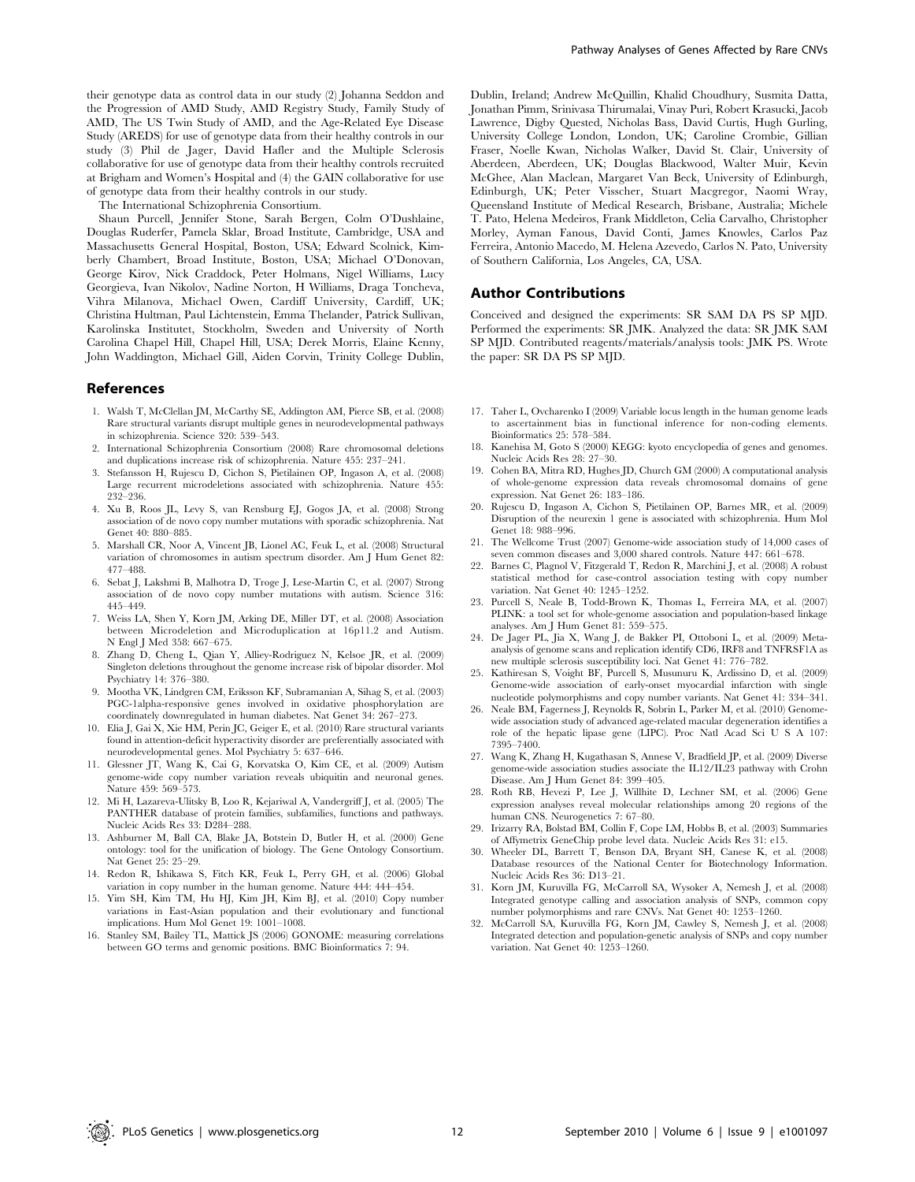their genotype data as control data in our study (2) Johanna Seddon and the Progression of AMD Study, AMD Registry Study, Family Study of AMD, The US Twin Study of AMD, and the Age-Related Eye Disease Study (AREDS) for use of genotype data from their healthy controls in our study (3) Phil de Jager, David Hafler and the Multiple Sclerosis collaborative for use of genotype data from their healthy controls recruited at Brigham and Women's Hospital and (4) the GAIN collaborative for use of genotype data from their healthy controls in our study.

The International Schizophrenia Consortium.

Shaun Purcell, Jennifer Stone, Sarah Bergen, Colm O'Dushlaine, Douglas Ruderfer, Pamela Sklar, Broad Institute, Cambridge, USA and Massachusetts General Hospital, Boston, USA; Edward Scolnick, Kimberly Chambert, Broad Institute, Boston, USA; Michael O'Donovan, George Kirov, Nick Craddock, Peter Holmans, Nigel Williams, Lucy Georgieva, Ivan Nikolov, Nadine Norton, H Williams, Draga Toncheva, Vihra Milanova, Michael Owen, Cardiff University, Cardiff, UK; Christina Hultman, Paul Lichtenstein, Emma Thelander, Patrick Sullivan, Karolinska Institutet, Stockholm, Sweden and University of North Carolina Chapel Hill, Chapel Hill, USA; Derek Morris, Elaine Kenny, John Waddington, Michael Gill, Aiden Corvin, Trinity College Dublin, Dublin, Ireland; Andrew McQuillin, Khalid Choudhury, Susmita Datta, Jonathan Pimm, Srinivasa Thirumalai, Vinay Puri, Robert Krasucki, Jacob Lawrence, Digby Quested, Nicholas Bass, David Curtis, Hugh Gurling, University College London, London, UK; Caroline Crombie, Gillian Fraser, Noelle Kwan, Nicholas Walker, David St. Clair, University of Aberdeen, Aberdeen, UK; Douglas Blackwood, Walter Muir, Kevin McGhee, Alan Maclean, Margaret Van Beck, University of Edinburgh, Edinburgh, UK; Peter Visscher, Stuart Macgregor, Naomi Wray, Queensland Institute of Medical Research, Brisbane, Australia; Michele T. Pato, Helena Medeiros, Frank Middleton, Celia Carvalho, Christopher Morley, Ayman Fanous, David Conti, James Knowles, Carlos Paz Ferreira, Antonio Macedo, M. Helena Azevedo, Carlos N. Pato, University of Southern California, Los Angeles, CA, USA.

## Author Contributions

Conceived and designed the experiments: SR SAM DA PS SP MJD. Performed the experiments: SR JMK. Analyzed the data: SR JMK SAM SP MJD. Contributed reagents/materials/analysis tools: JMK PS. Wrote the paper: SR DA PS SP MJD.

## References

1. Walsh T, McClellan JM, McCarthy SE, Addington AM, Pierce SB, et al. (2008) Rare structural variants disrupt multiple genes in neurodevelopmental pathways in schizophrenia. Science 320: 539–543.
2. International Schizophrenia Consortium (2008) Rare chromosomal deletions and duplications increase risk of schizophrenia. Nature 455: 237–241.
3. Stefansson H, Rujescu D, Cichon S, Pietilainen OP, Ingason A, et al. (2008) Large recurrent microdeletions associated with schizophrenia. Nature 455: 232–236.
4. Xu B, Roos JL, Levy S, van Rensburg EJ, Gogos JA, et al. (2008) Strong association of de novo copy number mutations with sporadic schizophrenia. Nat Genet 40: 880–885.
5. Marshall CR, Noor A, Vincent JB, Lionel AC, Feuk L, et al. (2008) Structural variation of chromosomes in autism spectrum disorder. Am J Hum Genet 82: 477–488.
6. Sebat J, Lakshmi B, Malhotra D, Troge J, Lese-Martin C, et al. (2007) Strong association of de novo copy number mutations with autism. Science 316: 445–449.
7. Weiss LA, Shen Y, Korn JM, Arking DE, Miller DT, et al. (2008) Association between Microdeletion and Microduplication at 16p11.2 and Autism. N Engl J Med 358: 667–675.
8. Zhang D, Cheng L, Qian Y, Alliey-Rodriguez N, Kelsoe JR, et al. (2009) Singleton deletions throughout the genome increase risk of bipolar disorder. Mol Psychiatry 14: 376–380.
9. Mootha VK, Lindgren CM, Eriksson KF, Subramanian A, Sihag S, et al. (2003) PGC-1alpha-responsive genes involved in oxidative phosphorylation are coordinately downregulated in human diabetes. Nat Genet 34: 267–273.
10. Elia J, Gai X, Xie HM, Perin JC, Geiger E, et al. (2010) Rare structural variants found in attention-deficit hyperactivity disorder are preferentially associated with neurodevelopmental genes. Mol Psychiatry 5: 637–646.
11. Glessner JT, Wang K, Cai G, Korvatska O, Kim CE, et al. (2009) Autism genome-wide copy number variation reveals ubiquitin and neuronal genes. Nature 459: 569–573.
12. Mi H, Lazareva-Ulitsky B, Loo R, Kejariwal A, Vandergriff J, et al. (2005) The PANTHER database of protein families, subfamilies, functions and pathways. Nucleic Acids Res 33: D284–288.
13. Ashburner M, Ball CA, Blake JA, Botstein D, Butler H, et al. (2000) Gene ontology: tool for the unification of biology. The Gene Ontology Consortium. Nat Genet 25: 25–29.
14. Redon R, Ishikawa S, Fitch KR, Feuk L, Perry GH, et al. (2006) Global variation in copy number in the human genome. Nature 444: 444–454.
15. Yim SH, Kim TM, Hu HJ, Kim JH, Kim BJ, et al. (2010) Copy number variations in East-Asian population and their evolutionary and functional implications. Hum Mol Genet 19: 1001–1008.
16. Stanley SM, Bailey TL, Mattick JS (2006) GONOME: measuring correlations between GO terms and genomic positions. BMC Bioinformatics 7: 94.
17. Taher L, Ovcharenko I (2009) Variable locus length in the human genome leads to ascertainment bias in functional inference for non-coding elements. Bioinformatics 25: 578–584.
18. Kanehisa M, Goto S (2000) KEGG: kyoto encyclopedia of genes and genomes. Nucleic Acids Res 28: 27–30.
19. Cohen BA, Mitra RD, Hughes JD, Church GM (2000) A computational analysis of whole-genome expression data reveals chromosomal domains of gene expression. Nat Genet 26: 183–186.
20. Rujescu D, Ingason A, Cichon S, Pietilainen OP, Barnes MR, et al. (2009) Disruption of the neurexin 1 gene is associated with schizophrenia. Hum Mol Genet 18: 988–996.
21. The Wellcome Trust (2007) Genome-wide association study of 14,000 cases of seven common diseases and 3,000 shared controls. Nature 447: 661–678.
22. Barnes C, Plagnol V, Fitzgerald T, Redon R, Marchini J, et al. (2008) A robust statistical method for case-control association testing with copy number variation. Nat Genet 40: 1245–1252.
23. Purcell S, Neale B, Todd-Brown K, Thomas L, Ferreira MA, et al. (2007) PLINK: a tool set for whole-genome association and population-based linkage analyses. Am J Hum Genet 81: 559–575.
24. De Jager PL, Jia X, Wang J, de Bakker PI, Ottoboni L, et al. (2009) Meta-analysis of genome scans and replication identify CD6, IRF8 and TNFRSF1A as new multiple sclerosis susceptibility loci. Nat Genet 41: 776–782.
25. Kathiresan S, Voight BF, Purcell S, Musunuru K, Ardissino D, et al. (2009) Genome-wide association of early-onset myocardial infarction with single nucleotide polymorphisms and copy number variants. Nat Genet 41: 334–341.
26. Neale BM, Fagerness J, Reynolds R, Sobrin L, Parker M, et al. (2010) Genome-wide association study of advanced age-related macular degeneration identifies a role of the hepatic lipase gene (LIPC). Proc Natl Acad Sci U S A 107: 7395–7400.
27. Wang K, Zhang H, Kugathasan S, Annese V, Bradfield JP, et al. (2009) Diverse genome-wide association studies associate the IL12/IL23 pathway with Crohn Disease. Am J Hum Genet 84: 399–405.
28. Roth RB, Hevezi P, Lee J, Willhite D, Lechner SM, et al. (2006) Gene expression analyses reveal molecular relationships among 20 regions of the human CNS. Neurogenetics 7: 67–80.
29. Irizarry RA, Bolstad BM, Collin F, Cope LM, Hobbs B, et al. (2003) Summaries of Affymetrix GeneChip probe level data. Nucleic Acids Res 31: e15.
30. Wheeler DL, Barrett T, Benson DA, Bryant SH, Canese K, et al. (2008) Database resources of the National Center for Biotechnology Information. Nucleic Acids Res 36: D13–21.
31. Korn JM, Kuruvilla FG, McCarroll SA, Wysoker A, Nemesh J, et al. (2008) Integrated genotype calling and association analysis of SNPs, common copy number polymorphisms and rare CNVs. Nat Genet 40: 1253–1260.
32. McCarroll SA, Kuruvilla FG, Korn JM, Cawley S, Nemesh J, et al. (2008) Integrated detection and population-genetic analysis of SNPs and copy number variation. Nat Genet 40: 1253–1260.